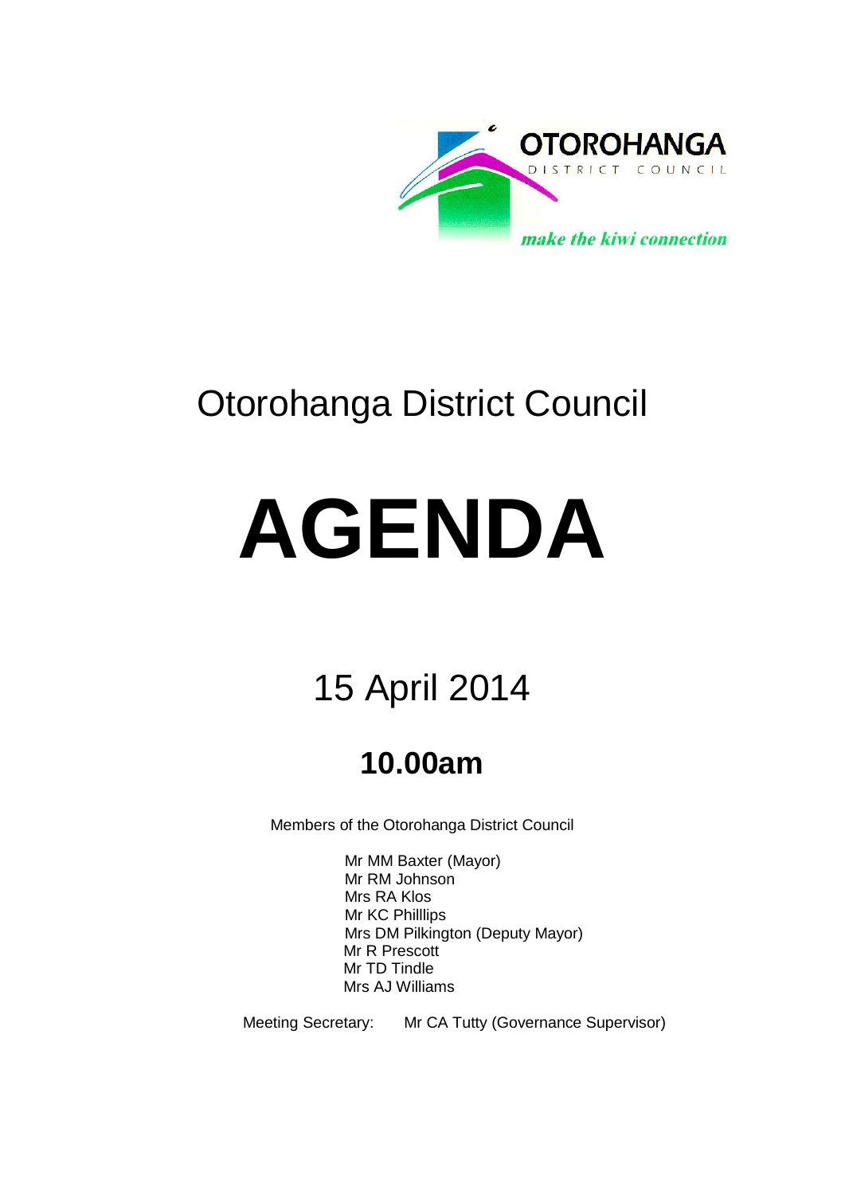OTOROHANGA

DISTRICT COUNCIL

*make the kiwi connection*

# Otorohanga District Council

# AGENDA

## 15 April 2014

### 10.00am

Members of the Otorohanga District Council

Mr MM Baxter (Mayor)
Mr RM Johnson
Mrs RA Klos
Mr KC Philllips
Mrs DM Pilkington (Deputy Mayor)
Mr R Prescott
Mr TD Tindle
Mrs AJ Williams

Meeting Secretary: Mr CA Tutty (Governance Supervisor)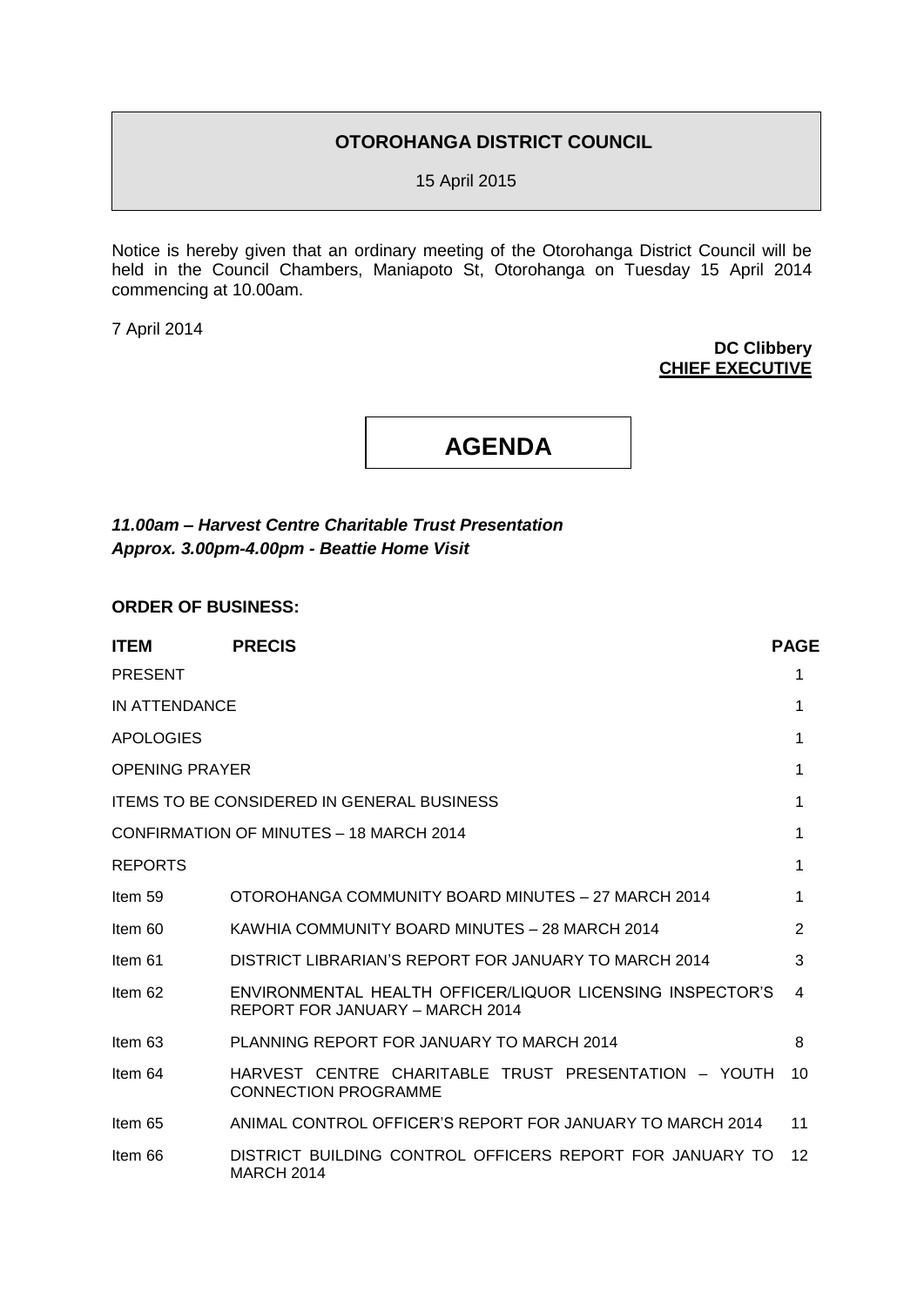# OTOROHANGA DISTRICT COUNCIL

15 April 2015

Notice is hereby given that an ordinary meeting of the Otorohanga District Council will be held in the Council Chambers, Maniapoto St, Otorohanga on Tuesday 15 April 2014 commencing at 10.00am.

7 April 2014

**DC Clibbery**
**CHIEF EXECUTIVE**

# AGENDA

***11.00am – Harvest Centre Charitable Trust Presentation***
***Approx. 3.00pm-4.00pm - Beattie Home Visit***

**ORDER OF BUSINESS:**

| ITEM | PRECIS | PAGE |
|---|---|---|
| PRESENT | | 1 |
| IN ATTENDANCE | | 1 |
| APOLOGIES | | 1 |
| OPENING PRAYER | | 1 |
| ITEMS TO BE CONSIDERED IN GENERAL BUSINESS | | 1 |
| CONFIRMATION OF MINUTES – 18 MARCH 2014 | | 1 |
| REPORTS | | 1 |
| Item 59 | OTOROHANGA COMMUNITY BOARD MINUTES – 27 MARCH 2014 | 1 |
| Item 60 | KAWHIA COMMUNITY BOARD MINUTES – 28 MARCH 2014 | 2 |
| Item 61 | DISTRICT LIBRARIAN'S REPORT FOR JANUARY TO MARCH 2014 | 3 |
| Item 62 | ENVIRONMENTAL HEALTH OFFICER/LIQUOR LICENSING INSPECTOR'S REPORT FOR JANUARY – MARCH 2014 | 4 |
| Item 63 | PLANNING REPORT FOR JANUARY TO MARCH 2014 | 8 |
| Item 64 | HARVEST CENTRE CHARITABLE TRUST PRESENTATION – YOUTH CONNECTION PROGRAMME | 10 |
| Item 65 | ANIMAL CONTROL OFFICER'S REPORT FOR JANUARY TO MARCH 2014 | 11 |
| Item 66 | DISTRICT BUILDING CONTROL OFFICERS REPORT FOR JANUARY TO MARCH 2014 | 12 |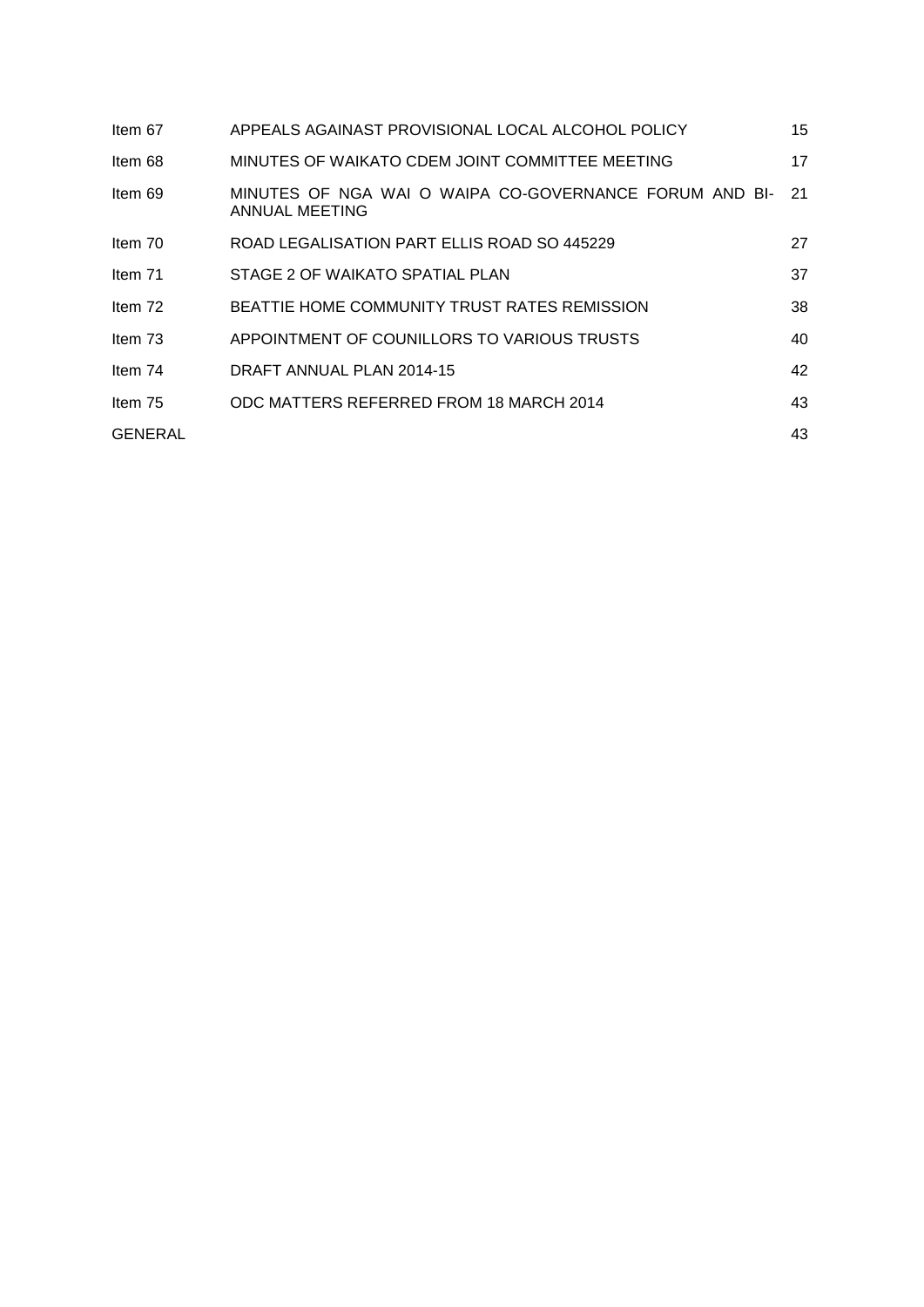| | | |
|---|---|---|
| Item 67 | APPEALS AGAINAST PROVISIONAL LOCAL ALCOHOL POLICY | 15 |
| Item 68 | MINUTES OF WAIKATO CDEM JOINT COMMITTEE MEETING | 17 |
| Item 69 | MINUTES OF NGA WAI O WAIPA CO-GOVERNANCE FORUM AND BI-ANNUAL MEETING | 21 |
| Item 70 | ROAD LEGALISATION PART ELLIS ROAD SO 445229 | 27 |
| Item 71 | STAGE 2 OF WAIKATO SPATIAL PLAN | 37 |
| Item 72 | BEATTIE HOME COMMUNITY TRUST RATES REMISSION | 38 |
| Item 73 | APPOINTMENT OF COUNILLORS TO VARIOUS TRUSTS | 40 |
| Item 74 | DRAFT ANNUAL PLAN 2014-15 | 42 |
| Item 75 | ODC MATTERS REFERRED FROM 18 MARCH 2014 | 43 |
| GENERAL | | 43 |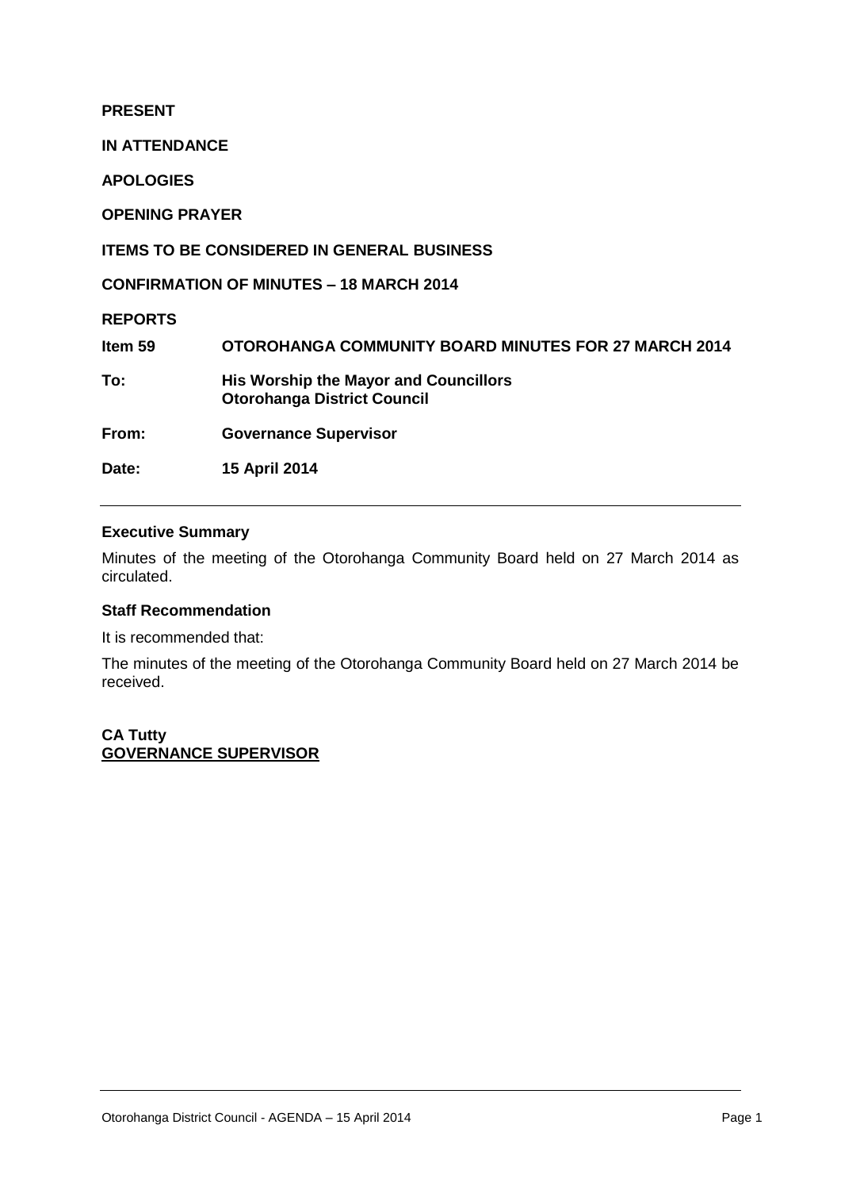**PRESENT**

**IN ATTENDANCE**

**APOLOGIES**

**OPENING PRAYER**

**ITEMS TO BE CONSIDERED IN GENERAL BUSINESS**

**CONFIRMATION OF MINUTES – 18 MARCH 2014**

**REPORTS**

| | |
|---|---|
| **Item 59** | **OTOROHANGA COMMUNITY BOARD MINUTES FOR 27 MARCH 2014** |
| **To:** | **His Worship the Mayor and Councillors**<br>**Otorohanga District Council** |
| **From:** | **Governance Supervisor** |
| **Date:** | **15 April 2014** |

---

**Executive Summary**

Minutes of the meeting of the Otorohanga Community Board held on 27 March 2014 as circulated.

**Staff Recommendation**

It is recommended that:

The minutes of the meeting of the Otorohanga Community Board held on 27 March 2014 be received.

**CA Tutty**
**GOVERNANCE SUPERVISOR**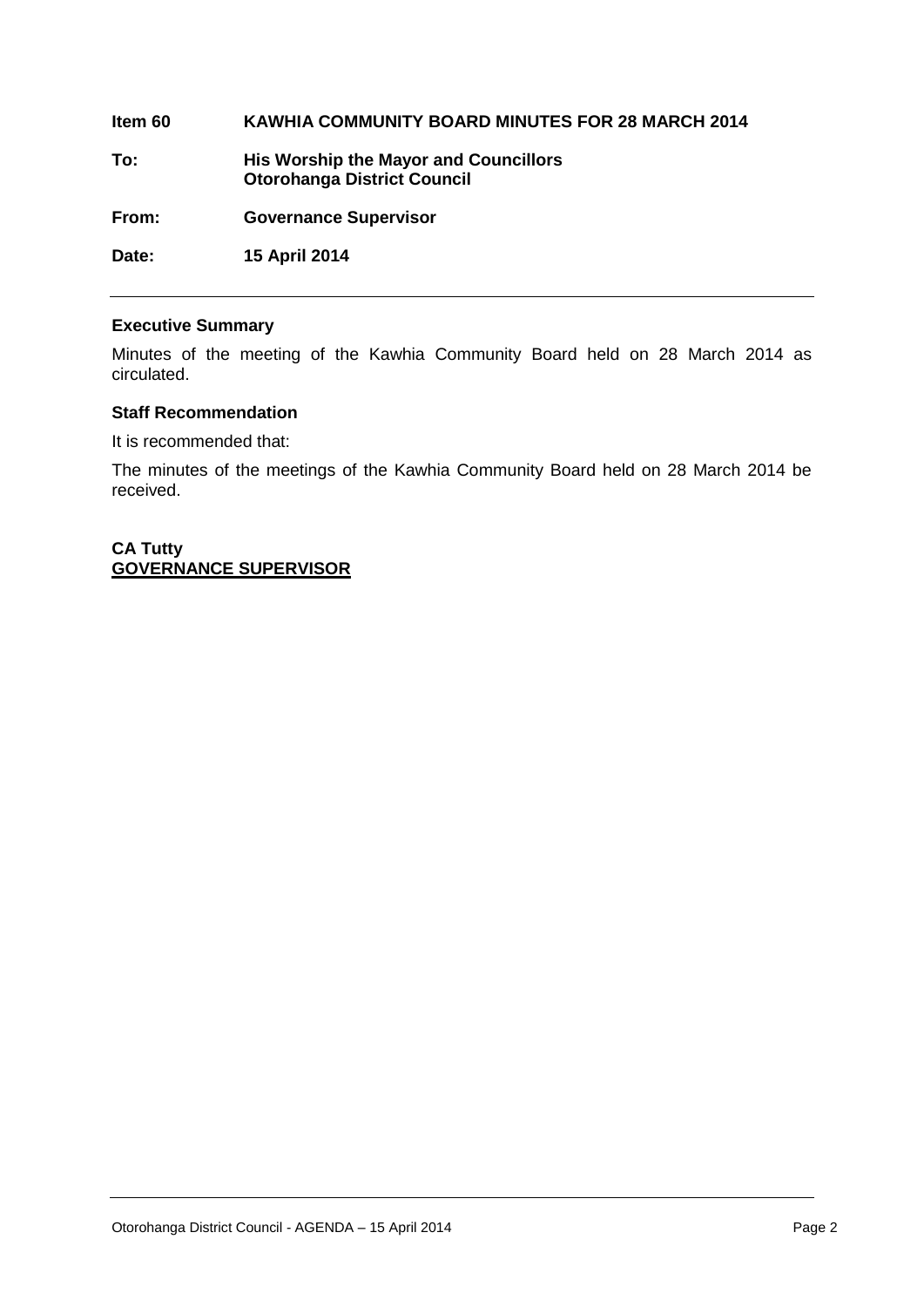**Item 60 KAWHIA COMMUNITY BOARD MINUTES FOR 28 MARCH 2014**

**To: His Worship the Mayor and Councillors**
**Otorohanga District Council**

**From: Governance Supervisor**

**Date: 15 April 2014**

---

### Executive Summary

Minutes of the meeting of the Kawhia Community Board held on 28 March 2014 as circulated.

### Staff Recommendation

It is recommended that:

The minutes of the meetings of the Kawhia Community Board held on 28 March 2014 be received.

**CA Tutty**
**GOVERNANCE SUPERVISOR**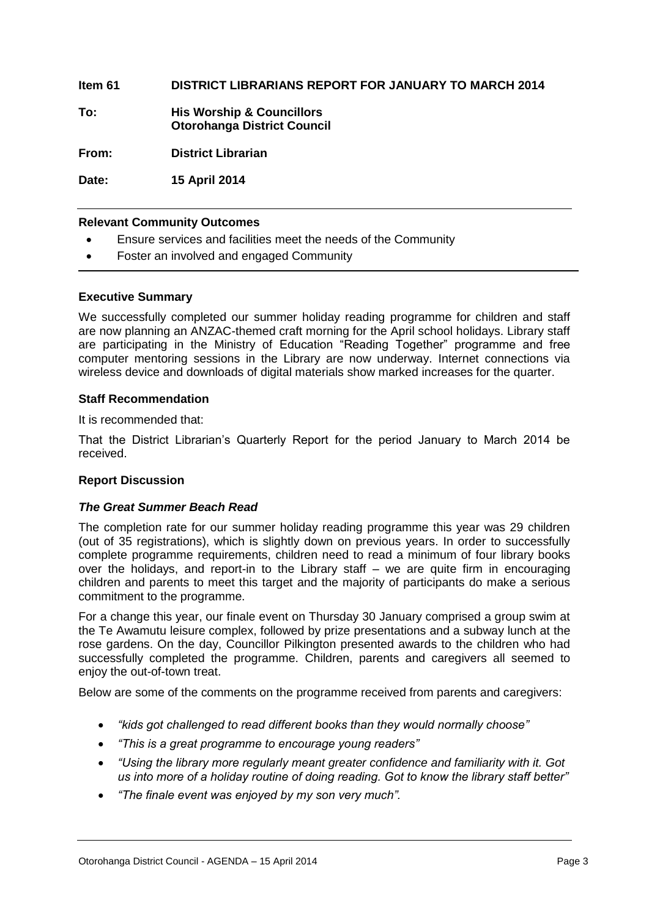**Item 61 DISTRICT LIBRARIANS REPORT FOR JANUARY TO MARCH 2014**

**To:** **His Worship & Councillors**
**Otorohanga District Council**

**From:** **District Librarian**

**Date:** **15 April 2014**

---

**Relevant Community Outcomes**

- Ensure services and facilities meet the needs of the Community
- Foster an involved and engaged Community

---

**Executive Summary**

We successfully completed our summer holiday reading programme for children and staff are now planning an ANZAC-themed craft morning for the April school holidays. Library staff are participating in the Ministry of Education "Reading Together" programme and free computer mentoring sessions in the Library are now underway. Internet connections via wireless device and downloads of digital materials show marked increases for the quarter.

**Staff Recommendation**

It is recommended that:

That the District Librarian's Quarterly Report for the period January to March 2014 be received.

**Report Discussion**

***The Great Summer Beach Read***

The completion rate for our summer holiday reading programme this year was 29 children (out of 35 registrations), which is slightly down on previous years. In order to successfully complete programme requirements, children need to read a minimum of four library books over the holidays, and report-in to the Library staff – we are quite firm in encouraging children and parents to meet this target and the majority of participants do make a serious commitment to the programme.

For a change this year, our finale event on Thursday 30 January comprised a group swim at the Te Awamutu leisure complex, followed by prize presentations and a subway lunch at the rose gardens. On the day, Councillor Pilkington presented awards to the children who had successfully completed the programme. Children, parents and caregivers all seemed to enjoy the out-of-town treat.

Below are some of the comments on the programme received from parents and caregivers:

- *"kids got challenged to read different books than they would normally choose"*
- *"This is a great programme to encourage young readers"*
- *"Using the library more regularly meant greater confidence and familiarity with it. Got us into more of a holiday routine of doing reading. Got to know the library staff better"*
- *"The finale event was enjoyed by my son very much".*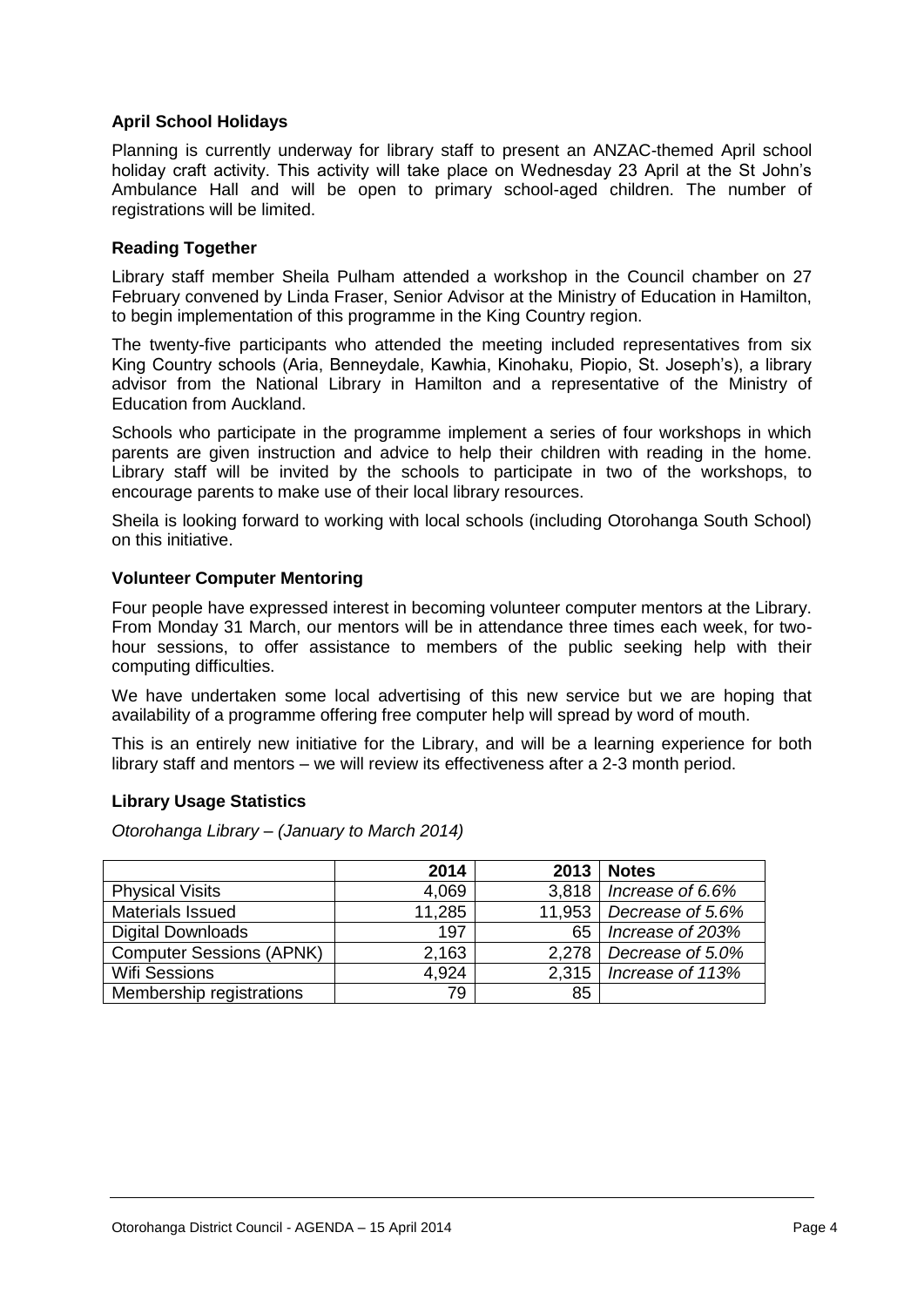### April School Holidays

Planning is currently underway for library staff to present an ANZAC-themed April school holiday craft activity. This activity will take place on Wednesday 23 April at the St John's Ambulance Hall and will be open to primary school-aged children. The number of registrations will be limited.

### Reading Together

Library staff member Sheila Pulham attended a workshop in the Council chamber on 27 February convened by Linda Fraser, Senior Advisor at the Ministry of Education in Hamilton, to begin implementation of this programme in the King Country region.

The twenty-five participants who attended the meeting included representatives from six King Country schools (Aria, Benneydale, Kawhia, Kinohaku, Piopio, St. Joseph's), a library advisor from the National Library in Hamilton and a representative of the Ministry of Education from Auckland.

Schools who participate in the programme implement a series of four workshops in which parents are given instruction and advice to help their children with reading in the home. Library staff will be invited by the schools to participate in two of the workshops, to encourage parents to make use of their local library resources.

Sheila is looking forward to working with local schools (including Otorohanga South School) on this initiative.

### Volunteer Computer Mentoring

Four people have expressed interest in becoming volunteer computer mentors at the Library. From Monday 31 March, our mentors will be in attendance three times each week, for two-hour sessions, to offer assistance to members of the public seeking help with their computing difficulties.

We have undertaken some local advertising of this new service but we are hoping that availability of a programme offering free computer help will spread by word of mouth.

This is an entirely new initiative for the Library, and will be a learning experience for both library staff and mentors – we will review its effectiveness after a 2-3 month period.

### Library Usage Statistics

*Otorohanga Library – (January to March 2014)*

| | 2014 | 2013 | Notes |
|---|---|---|---|
| Physical Visits | 4,069 | 3,818 | *Increase of 6.6%* |
| Materials Issued | 11,285 | 11,953 | *Decrease of 5.6%* |
| Digital Downloads | 197 | 65 | *Increase of 203%* |
| Computer Sessions (APNK) | 2,163 | 2,278 | *Decrease of 5.0%* |
| Wifi Sessions | 4,924 | 2,315 | *Increase of 113%* |
| Membership registrations | 79 | 85 | |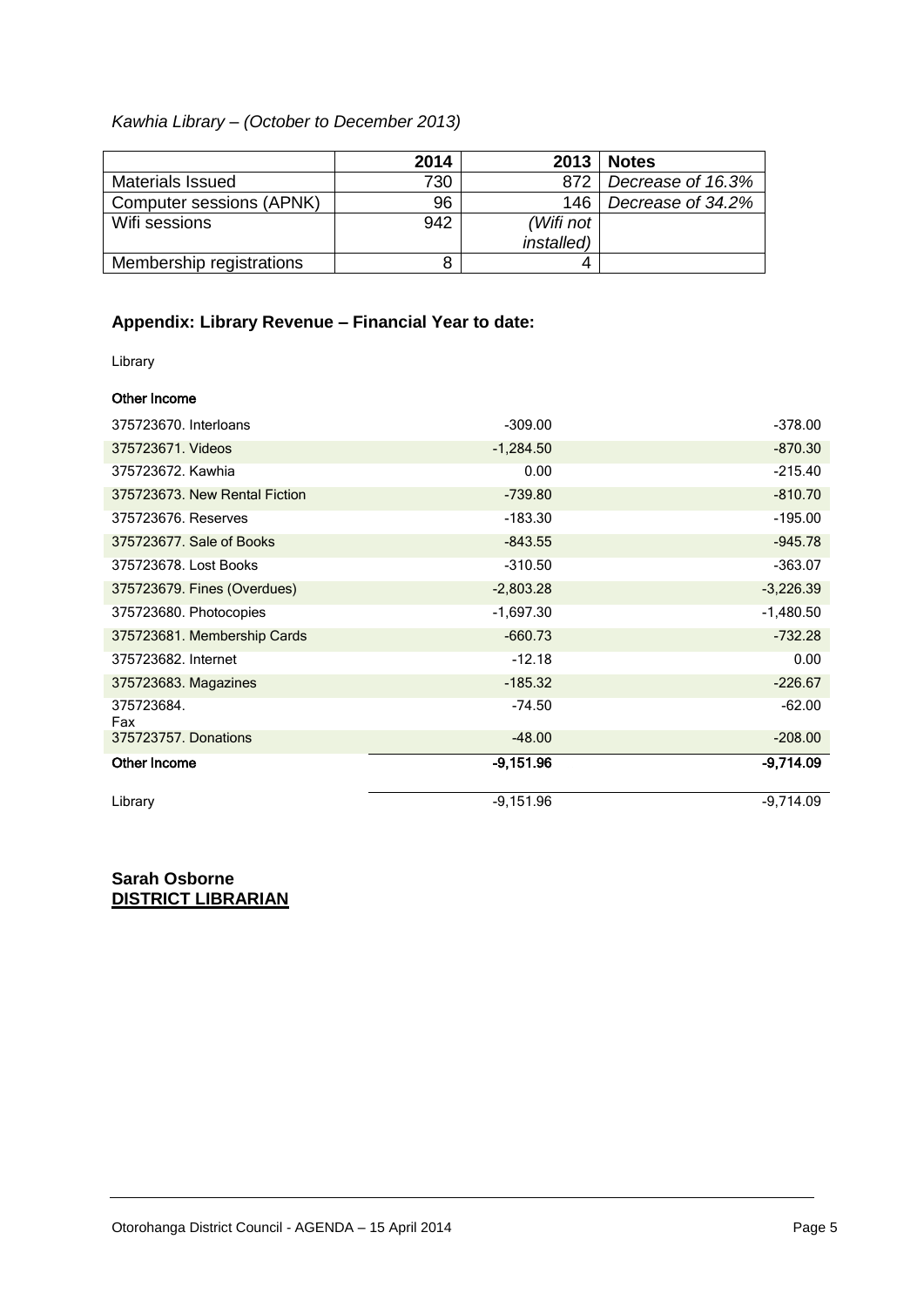*Kawhia Library – (October to December 2013)*

| | 2014 | 2013 | Notes |
|---|---|---|---|
| Materials Issued | 730 | 872 | *Decrease of 16.3%* |
| Computer sessions (APNK) | 96 | 146 | *Decrease of 34.2%* |
| Wifi sessions | 942 | *(Wifi not installed)* | |
| Membership registrations | 8 | 4 | |

### Appendix: Library Revenue – Financial Year to date:

Library

| Other Income | | |
|---|---|---|
| 375723670. Interloans | -309.00 | -378.00 |
| 375723671. Videos | -1,284.50 | -870.30 |
| 375723672. Kawhia | 0.00 | -215.40 |
| 375723673. New Rental Fiction | -739.80 | -810.70 |
| 375723676. Reserves | -183.30 | -195.00 |
| 375723677. Sale of Books | -843.55 | -945.78 |
| 375723678. Lost Books | -310.50 | -363.07 |
| 375723679. Fines (Overdues) | -2,803.28 | -3,226.39 |
| 375723680. Photocopies | -1,697.30 | -1,480.50 |
| 375723681. Membership Cards | -660.73 | -732.28 |
| 375723682. Internet | -12.18 | 0.00 |
| 375723683. Magazines | -185.32 | -226.67 |
| 375723684. Fax | -74.50 | -62.00 |
| 375723757. Donations | -48.00 | -208.00 |
| **Other Income** | **-9,151.96** | **-9,714.09** |
| Library | -9,151.96 | -9,714.09 |

**Sarah Osborne**
**DISTRICT LIBRARIAN**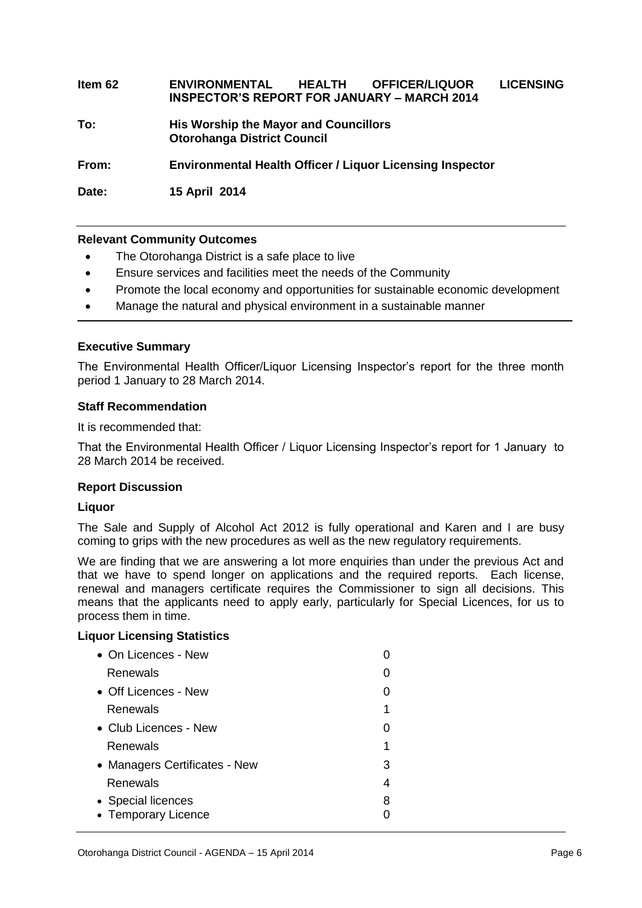**Item 62 ENVIRONMENTAL HEALTH OFFICER/LIQUOR LICENSING INSPECTOR'S REPORT FOR JANUARY – MARCH 2014**

**To: His Worship the Mayor and Councillors**
**Otorohanga District Council**

**From: Environmental Health Officer / Liquor Licensing Inspector**

**Date: 15 April 2014**

---

**Relevant Community Outcomes**

- The Otorohanga District is a safe place to live
- Ensure services and facilities meet the needs of the Community
- Promote the local economy and opportunities for sustainable economic development
- Manage the natural and physical environment in a sustainable manner

---

**Executive Summary**

The Environmental Health Officer/Liquor Licensing Inspector's report for the three month period 1 January to 28 March 2014.

**Staff Recommendation**

It is recommended that:

That the Environmental Health Officer / Liquor Licensing Inspector's report for 1 January to 28 March 2014 be received.

**Report Discussion**

**Liquor**

The Sale and Supply of Alcohol Act 2012 is fully operational and Karen and I are busy coming to grips with the new procedures as well as the new regulatory requirements.

We are finding that we are answering a lot more enquiries than under the previous Act and that we have to spend longer on applications and the required reports. Each license, renewal and managers certificate requires the Commissioner to sign all decisions. This means that the applicants need to apply early, particularly for Special Licences, for us to process them in time.

**Liquor Licensing Statistics**

| | |
|---|---|
| • On Licences - New | 0 |
| Renewals | 0 |
| • Off Licences - New | 0 |
| Renewals | 1 |
| • Club Licences - New | 0 |
| Renewals | 1 |
| • Managers Certificates - New | 3 |
| Renewals | 4 |
| • Special licences | 8 |
| • Temporary Licence | 0 |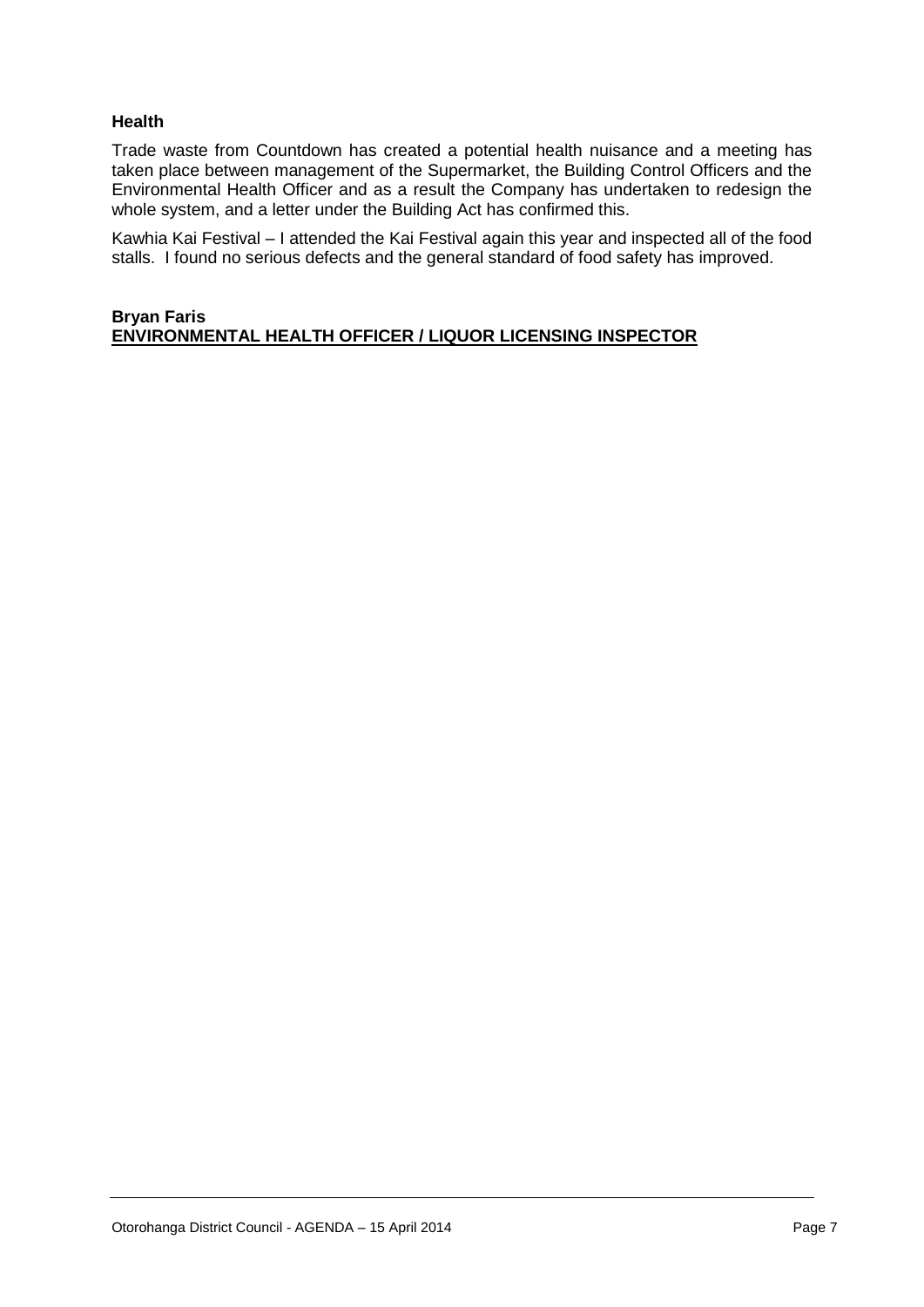**Health**

Trade waste from Countdown has created a potential health nuisance and a meeting has taken place between management of the Supermarket, the Building Control Officers and the Environmental Health Officer and as a result the Company has undertaken to redesign the whole system, and a letter under the Building Act has confirmed this.

Kawhia Kai Festival – I attended the Kai Festival again this year and inspected all of the food stalls. I found no serious defects and the general standard of food safety has improved.

**Bryan Faris**
**ENVIRONMENTAL HEALTH OFFICER / LIQUOR LICENSING INSPECTOR**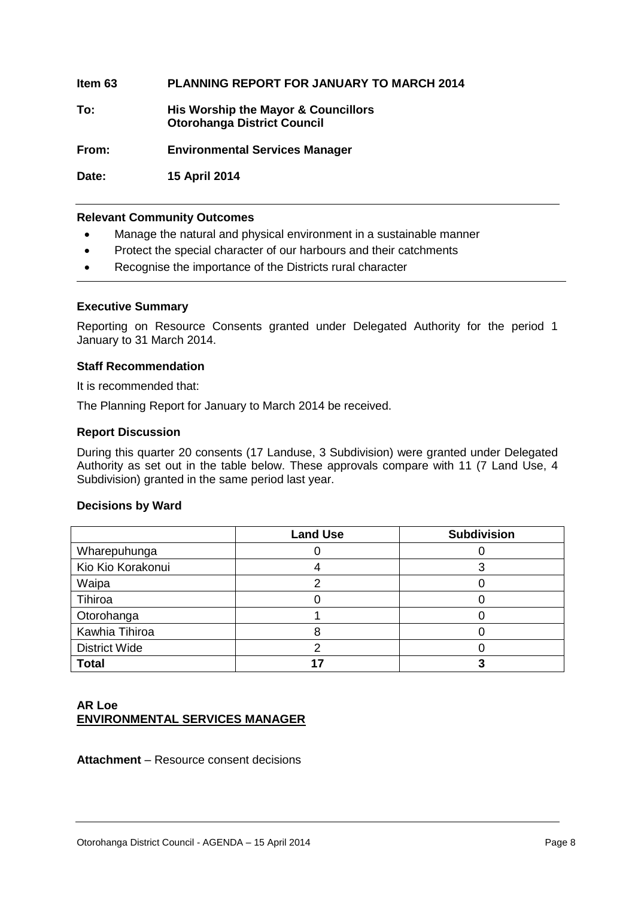**Item 63 PLANNING REPORT FOR JANUARY TO MARCH 2014**

**To: His Worship the Mayor & Councillors**
**Otorohanga District Council**

**From: Environmental Services Manager**

**Date: 15 April 2014**

---

**Relevant Community Outcomes**

- Manage the natural and physical environment in a sustainable manner
- Protect the special character of our harbours and their catchments
- Recognise the importance of the Districts rural character

---

**Executive Summary**

Reporting on Resource Consents granted under Delegated Authority for the period 1 January to 31 March 2014.

**Staff Recommendation**

It is recommended that:

The Planning Report for January to March 2014 be received.

**Report Discussion**

During this quarter 20 consents (17 Landuse, 3 Subdivision) were granted under Delegated Authority as set out in the table below. These approvals compare with 11 (7 Land Use, 4 Subdivision) granted in the same period last year.

**Decisions by Ward**

| | Land Use | Subdivision |
|---|---|---|
| Wharepuhunga | 0 | 0 |
| Kio Kio Korakonui | 4 | 3 |
| Waipa | 2 | 0 |
| Tihiroa | 0 | 0 |
| Otorohanga | 1 | 0 |
| Kawhia Tihiroa | 8 | 0 |
| District Wide | 2 | 0 |
| **Total** | **17** | **3** |

**AR Loe**
**ENVIRONMENTAL SERVICES MANAGER**

**Attachment** – Resource consent decisions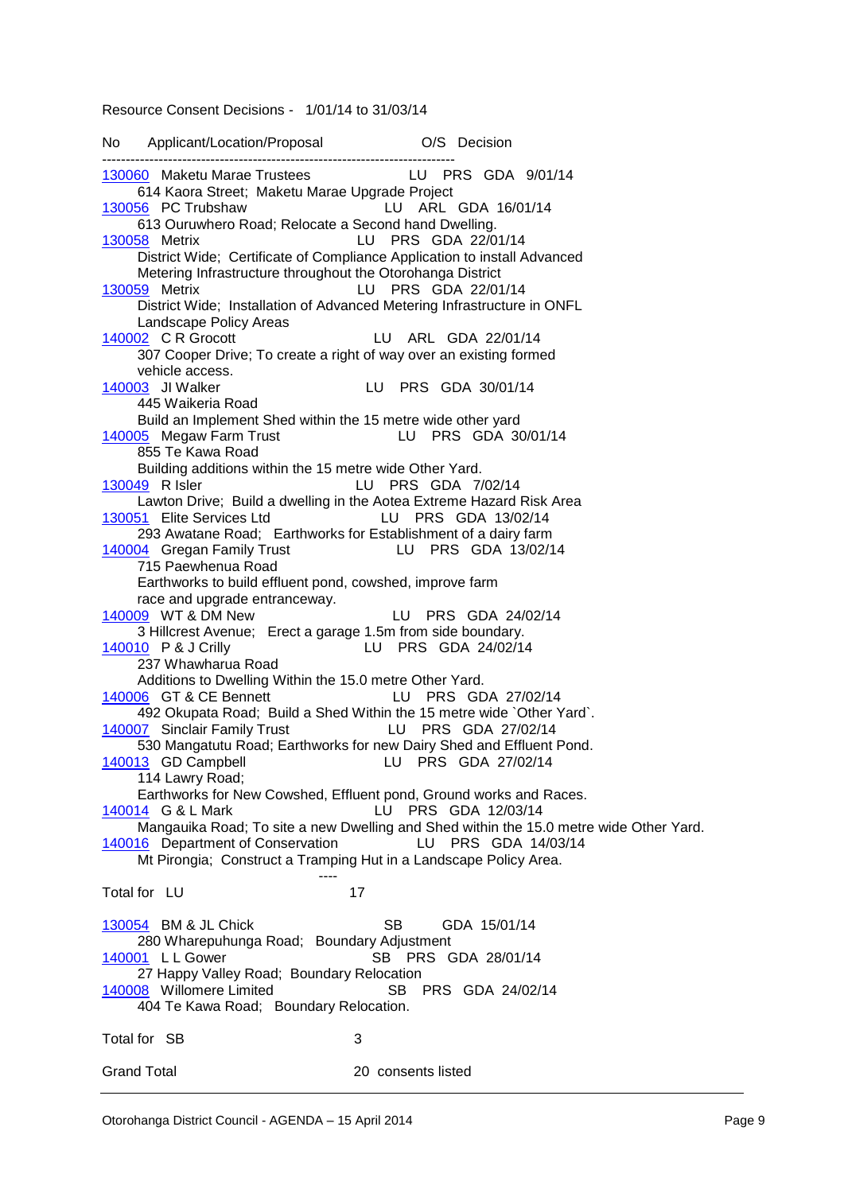Resource Consent Decisions - 1/01/14 to 31/03/14

| No | Applicant/Location/Proposal | O/S | Decision |
|---|---|---|---|
| 130060 | Maketu Marae Trustees<br>614 Kaora Street; Maketu Marae Upgrade Project | LU PRS | GDA 9/01/14 |
| 130056 | PC Trubshaw<br>613 Ouruwhero Road; Relocate a Second hand Dwelling. | LU ARL | GDA 16/01/14 |
| 130058 | Metrix<br>District Wide; Certificate of Compliance Application to install Advanced Metering Infrastructure throughout the Otorohanga District | LU PRS | GDA 22/01/14 |
| 130059 | Metrix<br>District Wide; Installation of Advanced Metering Infrastructure in ONFL Landscape Policy Areas | LU PRS | GDA 22/01/14 |
| 140002 | C R Grocott<br>307 Cooper Drive; To create a right of way over an existing formed vehicle access. | LU ARL | GDA 22/01/14 |
| 140003 | JI Walker<br>445 Waikeria Road<br>Build an Implement Shed within the 15 metre wide other yard | LU PRS | GDA 30/01/14 |
| 140005 | Megaw Farm Trust<br>855 Te Kawa Road<br>Building additions within the 15 metre wide Other Yard. | LU PRS | GDA 30/01/14 |
| 130049 | R Isler<br>Lawton Drive; Build a dwelling in the Aotea Extreme Hazard Risk Area | LU PRS | GDA 7/02/14 |
| 130051 | Elite Services Ltd<br>293 Awatane Road; Earthworks for Establishment of a dairy farm | LU PRS | GDA 13/02/14 |
| 140004 | Gregan Family Trust<br>715 Paewhenua Road<br>Earthworks to build effluent pond, cowshed, improve farm race and upgrade entranceway. | LU PRS | GDA 13/02/14 |
| 140009 | WT & DM New<br>3 Hillcrest Avenue; Erect a garage 1.5m from side boundary. | LU PRS | GDA 24/02/14 |
| 140010 | P & J Crilly<br>237 Whawharua Road<br>Additions to Dwelling Within the 15.0 metre Other Yard. | LU PRS | GDA 24/02/14 |
| 140006 | GT & CE Bennett<br>492 Okupata Road; Build a Shed Within the 15 metre wide `Other Yard`. | LU PRS | GDA 27/02/14 |
| 140007 | Sinclair Family Trust<br>530 Mangatutu Road; Earthworks for new Dairy Shed and Effluent Pond. | LU PRS | GDA 27/02/14 |
| 140013 | GD Campbell<br>114 Lawry Road;<br>Earthworks for New Cowshed, Effluent pond, Ground works and Races. | LU PRS | GDA 27/02/14 |
| 140014 | G & L Mark<br>Mangauika Road; To site a new Dwelling and Shed within the 15.0 metre wide Other Yard. | LU PRS | GDA 12/03/14 |
| 140016 | Department of Conservation<br>Mt Pirongia; Construct a Tramping Hut in a Landscape Policy Area. | LU PRS | GDA 14/03/14 |

Total for LU 17

| No | Applicant/Location/Proposal | O/S | Decision |
|---|---|---|---|
| 130054 | BM & JL Chick<br>280 Wharepuhunga Road; Boundary Adjustment | SB | GDA 15/01/14 |
| 140001 | L L Gower<br>27 Happy Valley Road; Boundary Relocation | SB PRS | GDA 28/01/14 |
| 140008 | Willomere Limited<br>404 Te Kawa Road; Boundary Relocation. | SB PRS | GDA 24/02/14 |

Total for SB 3

Grand Total 20 consents listed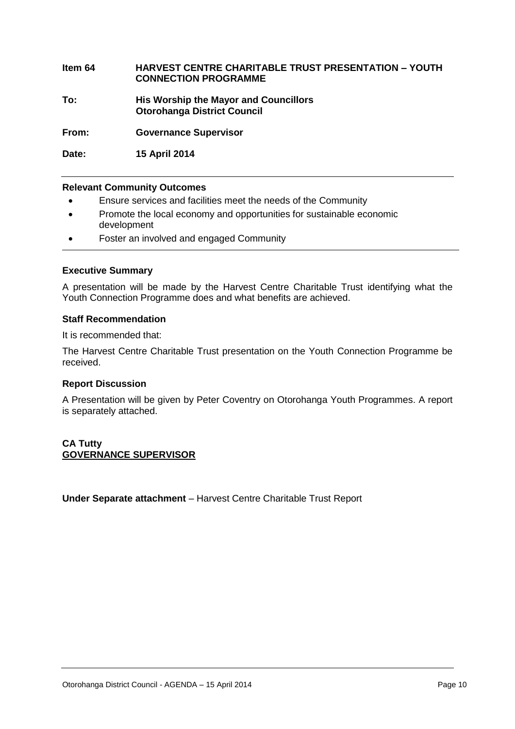**Item 64 HARVEST CENTRE CHARITABLE TRUST PRESENTATION – YOUTH CONNECTION PROGRAMME**

**To: His Worship the Mayor and Councillors**
**Otorohanga District Council**

**From: Governance Supervisor**

**Date: 15 April 2014**

---

**Relevant Community Outcomes**

- Ensure services and facilities meet the needs of the Community
- Promote the local economy and opportunities for sustainable economic development
- Foster an involved and engaged Community

---

## Executive Summary

A presentation will be made by the Harvest Centre Charitable Trust identifying what the Youth Connection Programme does and what benefits are achieved.

## Staff Recommendation

It is recommended that:

The Harvest Centre Charitable Trust presentation on the Youth Connection Programme be received.

## Report Discussion

A Presentation will be given by Peter Coventry on Otorohanga Youth Programmes. A report is separately attached.

**CA Tutty**
**GOVERNANCE SUPERVISOR**

**Under Separate attachment** – Harvest Centre Charitable Trust Report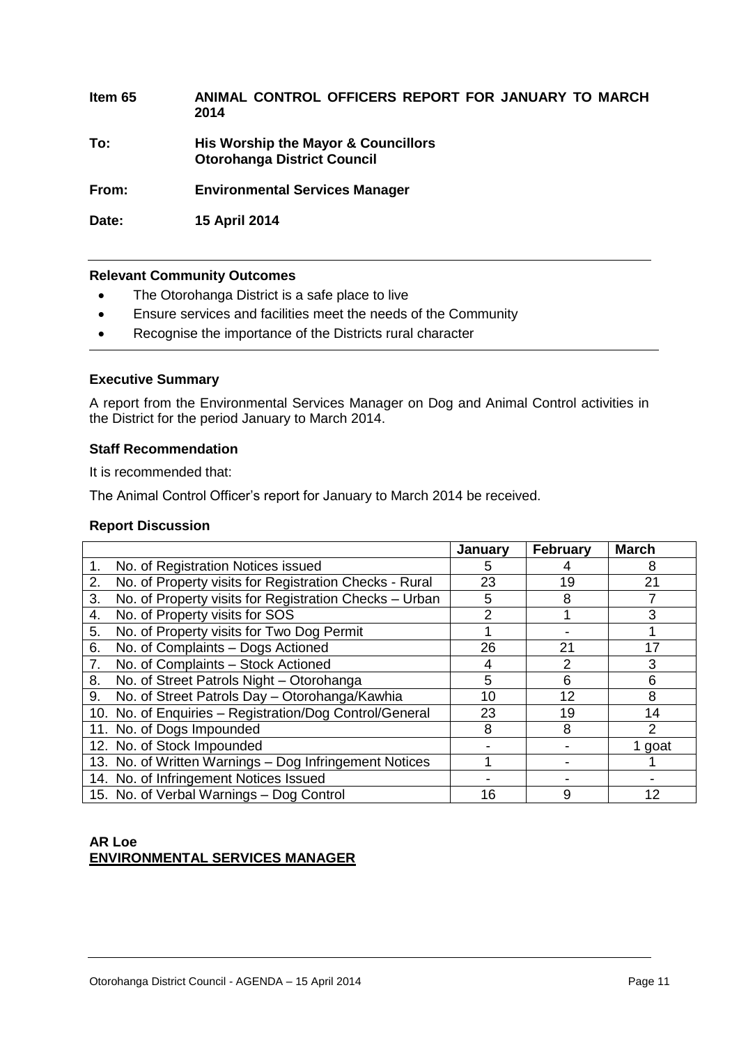**Item 65 ANIMAL CONTROL OFFICERS REPORT FOR JANUARY TO MARCH 2014**

**To: His Worship the Mayor & Councillors**
**Otorohanga District Council**

**From: Environmental Services Manager**

**Date: 15 April 2014**

---

**Relevant Community Outcomes**

- The Otorohanga District is a safe place to live
- Ensure services and facilities meet the needs of the Community
- Recognise the importance of the Districts rural character

---

**Executive Summary**

A report from the Environmental Services Manager on Dog and Animal Control activities in the District for the period January to March 2014.

**Staff Recommendation**

It is recommended that:

The Animal Control Officer's report for January to March 2014 be received.

**Report Discussion**

| | January | February | March |
|---|---|---|---|
| 1. No. of Registration Notices issued | 5 | 4 | 8 |
| 2. No. of Property visits for Registration Checks - Rural | 23 | 19 | 21 |
| 3. No. of Property visits for Registration Checks – Urban | 5 | 8 | 7 |
| 4. No. of Property visits for SOS | 2 | 1 | 3 |
| 5. No. of Property visits for Two Dog Permit | 1 | - | 1 |
| 6. No. of Complaints – Dogs Actioned | 26 | 21 | 17 |
| 7. No. of Complaints – Stock Actioned | 4 | 2 | 3 |
| 8. No. of Street Patrols Night – Otorohanga | 5 | 6 | 6 |
| 9. No. of Street Patrols Day – Otorohanga/Kawhia | 10 | 12 | 8 |
| 10. No. of Enquiries – Registration/Dog Control/General | 23 | 19 | 14 |
| 11. No. of Dogs Impounded | 8 | 8 | 2 |
| 12. No. of Stock Impounded | - | - | 1 goat |
| 13. No. of Written Warnings – Dog Infringement Notices | 1 | - | 1 |
| 14. No. of Infringement Notices Issued | - | - | - |
| 15. No. of Verbal Warnings – Dog Control | 16 | 9 | 12 |

**AR Loe**
**ENVIRONMENTAL SERVICES MANAGER**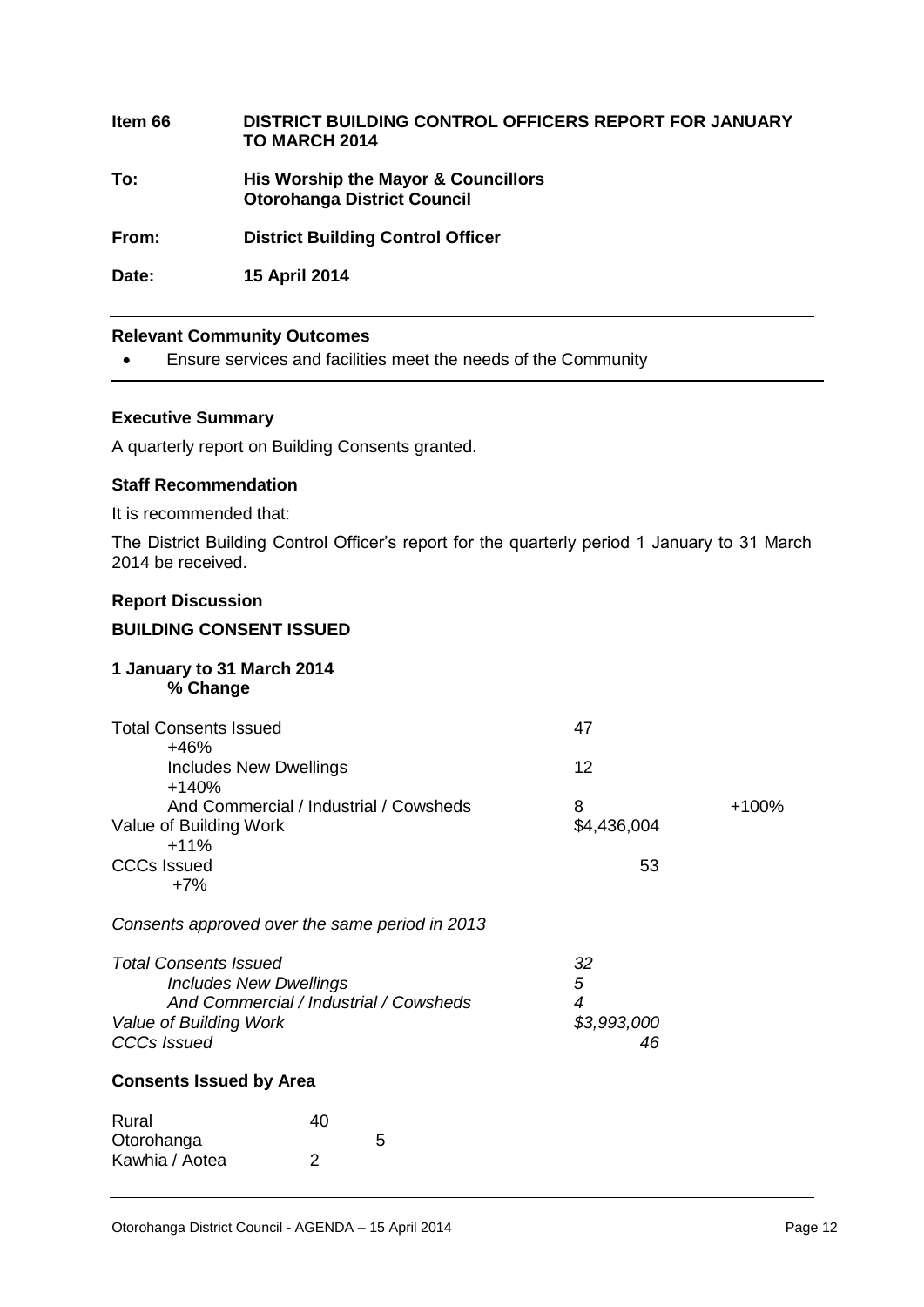**Item 66** **DISTRICT BUILDING CONTROL OFFICERS REPORT FOR JANUARY TO MARCH 2014**

**To:** **His Worship the Mayor & Councillors**
**Otorohanga District Council**

**From:** **District Building Control Officer**

**Date:** **15 April 2014**

---

**Relevant Community Outcomes**

- Ensure services and facilities meet the needs of the Community

---

**Executive Summary**

A quarterly report on Building Consents granted.

**Staff Recommendation**

It is recommended that:

The District Building Control Officer's report for the quarterly period 1 January to 31 March 2014 be received.

**Report Discussion**

**BUILDING CONSENT ISSUED**

**1 January to 31 March 2014**

| | | % Change |
|---|---|---|
| Total Consents Issued | 47 | +46% |
| Includes New Dwellings | 12 | +140% |
| And Commercial / Industrial / Cowsheds | 8 | +100% |
| Value of Building Work | $4,436,004 | +11% |
| CCCs Issued | 53 | +7% |

*Consents approved over the same period in 2013*

| | |
|---|---|
| *Total Consents Issued* | *32* |
| *Includes New Dwellings* | *5* |
| *And Commercial / Industrial / Cowsheds* | *4* |
| *Value of Building Work* | *$3,993,000* |
| *CCCs Issued* | *46* |

**Consents Issued by Area**

| | |
|---|---|
| Rural | 40 |
| Otorohanga | 5 |
| Kawhia / Aotea | 2 |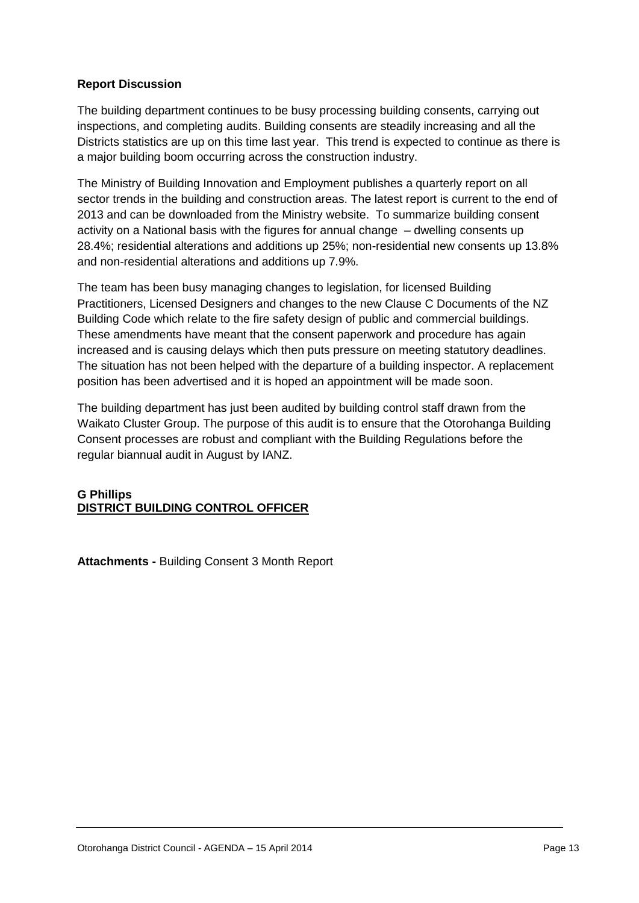**Report Discussion**

The building department continues to be busy processing building consents, carrying out inspections, and completing audits. Building consents are steadily increasing and all the Districts statistics are up on this time last year. This trend is expected to continue as there is a major building boom occurring across the construction industry.

The Ministry of Building Innovation and Employment publishes a quarterly report on all sector trends in the building and construction areas. The latest report is current to the end of 2013 and can be downloaded from the Ministry website. To summarize building consent activity on a National basis with the figures for annual change – dwelling consents up 28.4%; residential alterations and additions up 25%; non-residential new consents up 13.8% and non-residential alterations and additions up 7.9%.

The team has been busy managing changes to legislation, for licensed Building Practitioners, Licensed Designers and changes to the new Clause C Documents of the NZ Building Code which relate to the fire safety design of public and commercial buildings. These amendments have meant that the consent paperwork and procedure has again increased and is causing delays which then puts pressure on meeting statutory deadlines. The situation has not been helped with the departure of a building inspector. A replacement position has been advertised and it is hoped an appointment will be made soon.

The building department has just been audited by building control staff drawn from the Waikato Cluster Group. The purpose of this audit is to ensure that the Otorohanga Building Consent processes are robust and compliant with the Building Regulations before the regular biannual audit in August by IANZ.

**G Phillips**
**DISTRICT BUILDING CONTROL OFFICER**

**Attachments -** Building Consent 3 Month Report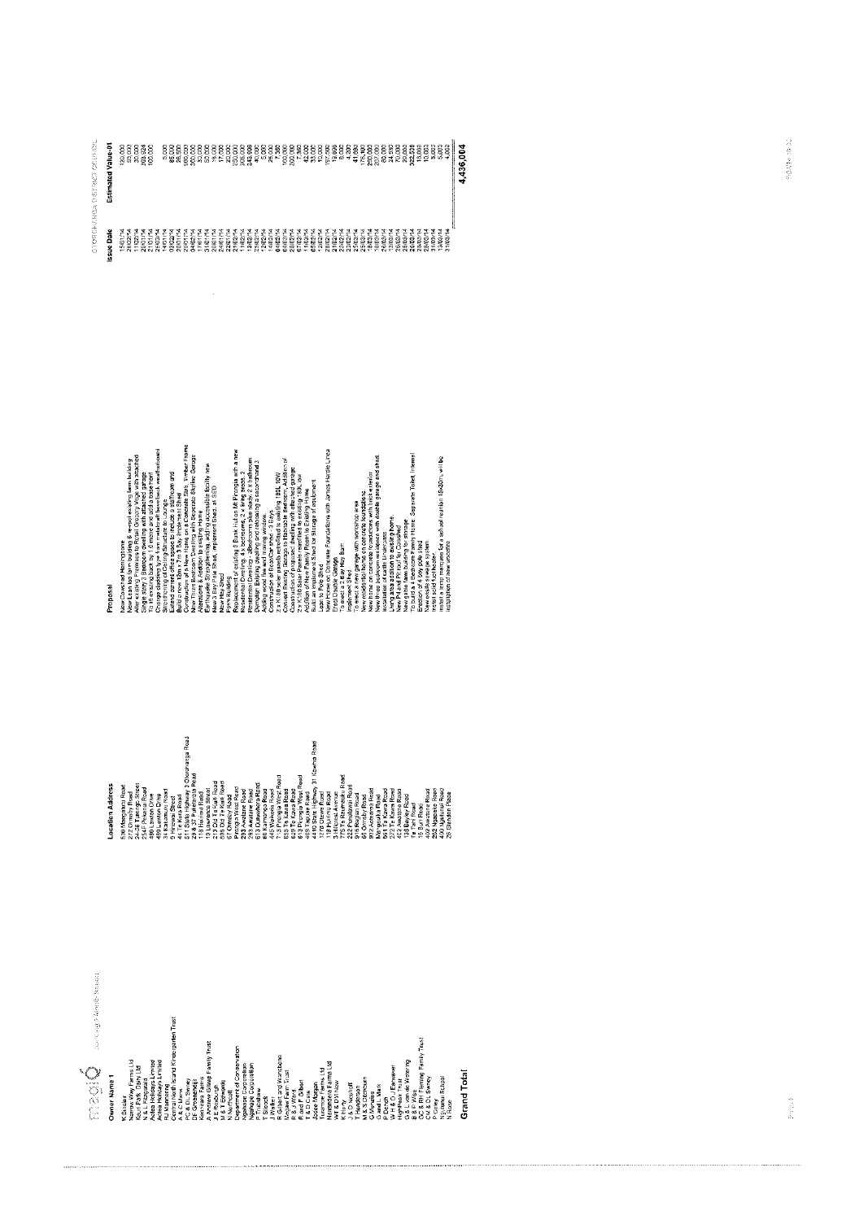# Building Consents Issued

OTOROHANGA DISTRICT COUNCIL

| Owner Name 1 | Location Address | Proposal | Issue Date | Estimated Value-01 |
|---|---|---|---|---|
| K Sinclair | 530 Mangaorongo Road | New Detached Hemingstone | 15/01/14 | 120,000 |
| Nammo Way Farms Ltd | 272 Ormsby Road | New Lean too farm building & re-roof existing farm building | 28/02/14 | 50,000 |
| Kauri Park Dairy Ltd | 24-26 Turongo Street | Alter existing Premises to Retail Grocery with attached | 11/02/14 | 35,000 |
| N & L Fitzgerald | 254 Pekanui Road | Single storey 3 Bedroom dwelling with attached garage | 20/01/14 | 303,924 |
| Adeo Holdings Limited | 486 Lawton Drive | To lift existing back by 1.4 metre and add a basement | 21/01/14 | 100,000 |
| Adeo Holdings Limited | 486 Lawton Drive | Change cladding type from ... weatherboard | 28/02/14 | |
| RJ Manning | 34 Kaitamuku Road | Strengthening of Ceiling Structure to Lounge | 14/01/14 | 5,000 |
| Central North Island Kindergarten Trust | 5 Hinewai Street | Extend current office space to include a staffroom and | 03/02/14 | 85,000 |
| A & Z Mehn | 41 Te Kanawa Road | Build a new 10m x 7m 3 Bay Implement Shed | 20/01/14 | 25,000 |
| PC & DL Swney | 511 State Highway 3 Otorohanga Road | Construction of a New Home on a Concrete Slab, Timber Frame | 20/01/14 | 380,000 |
| DF Greatbatch | 29 & 37 ... Road | New Three Bedroom Dwelling with Separate Shelter, Garage | 04/02/14 | 300,000 |
| Kereriere Farms | 118 Harimai Road | Alterations & Addition to existing Home | 17/01/14 | 30,000 |
| A Andrew Gillespie Family Trust | 19 Lawrence Street | Earthquake Strengthening, adding accessible facility new | 31/01/14 | 52,000 |
| J E Pettigrew | 213 Old Te Kuiti Road | New 3 Bay Pole Shed, Implement Shed as SED | 20/01/14 | 18,000 |
| N Northcott | 590 Old Te Kuiti Road | New Hay Shed | 24/01/14 | 17,000 |
| | 67 Ormsby Road | Farm Building | 22/01/14 | 22,000 |
| Department of Conservation | Pirongia West Road | Replacement of existing 8 Bunk Hut on Mt Pirongia with a new | 21/02/14 | 250,000 |
| Ngatapa Corporation | 288 Awaroa Road | Residential Dwelling, 4 x bedrooms, 2 x living areas 2 | 11/02/14 | 305,000 |
| Ngatapa Corporation | 288 Awaroa Road | Residential Dwelling - 4 Bedrooms/2 bathrooms, 2 x bathroom | 13/02/14 | 245,998 |
| R Truscow | 613 Owawenua Road | Demolish Existing dwelling and relocating a second hand 3 | 25/02/14 | 40,000 |
| T Silcock | 88 Kumarapa Road | Adding wood fire and moving window | 12/02/14 | 5,000 |
| J Waller | 455 Waikeria Road | Construction of Rock Chamber - 3 Bays | 14/02/14 | 25,000 |
| R Gilbert and Wondeline | 713 Pirongia West Road | 2 x Kit Solar panels retrofitted to existing 180L 10W | 04/02/14 | 7,360 |
| Mclean Farm Trust | 853 Te Kauri Road | Commercial Building. Garage to transfer to Residential. Addition of | 06/02/14 | 100,000 |
| R & J Ward | 629 Te Kawa Road | Construction of proposed dwelling with attached garage | 28/02/14 | 302,000 |
| R and F Gilbert | 612 Pirongia West Road | 2 x Kit Solar Panels retrofitted to existing 180L 10W | 07/02/14 | 7,560 |
| T & D Cook | 408 Ngutu Road | Addition of New Family Room to Existing Home | 11/02/14 | 42,000 |
| Jodie Morgan | 4440 State Highway 31 Kawhia Road | Build an implement Shed for Storage of equipment | 05/02/14 | 33,000 |
| Tuarance Farms Ltd | 1278 Otewa Road | Lean to Pole Shed | 20/02/14 | 10,000 |
| Manamau Farms Ltd | 118 Harima Road | New Home on Concrete Foundations with James Hardie Linea | 28/02/14 | 157,500 |
| WR & DM New | 3/4 Haroa Avenue | Erect Double Garage | 21/02/14 | 19,999 |
| K Harvey | 793 Te Rauamoa Road | To erect a 3 Bay Hay Barn | 20/02/14 | 8,000 |
| J & D Neuhoff | 222 Pekanui Road | Implement Shed | 28/02/14 | 4,300 |
| T Henderson | 915 Rangiaowhia Road | To erect a new garage with workshop area | 25/02/14 | 41,690 |
| M & C Saunders | 66 Ormsby Road | New residential dwelling, concrete foundations | 25/02/14 | 176,400 |
| G Morales | 932 Aotearoa Road | New home on concrete foundations with brick exterior | 18/03/14 | 290,000 |
| G and L Mark | Mangaorongo Road | New three bedroom residence with double garage and shed | 18/03/14 | 207,000 |
| P Dingh | 561 Te Kawa Road | Installation of cattle Underpass | 26/02/14 | 60,000 |
| W H & D J Bannerman | 272 Te Kawa Road | Living area addition to existing home | 13/03/14 | 24,500 |
| Haynes Trust | 422 Awaroa Road | New Pole and Fly roof for Covered ... | 26/03/14 | 70,000 |
| G & S Lemonde Wintering | 126 Bayler Road | New pole farm building for storage | 26/03/14 | 20,000 |
| B & P Wilks | Te Tahi Road | To build a 4 bedroom Family Home. Separate Toilet, Internal | 26/03/14 | 322,528 |
| G & S Pill Farming Family Trust | 15 Burr Road | Erection of 4 bay pole shed | 28/03/14 | 15,000 |
| DM & DL Swney | 402 Awaroa Road | New onsite sewage system | 28/03/14 | 10,000 |
| P Gilley | 252 Ngutunui Road | Install solid fuel heater | 31/03/14 | 5,000 |
| Ngutunui School | 400 Ngutunui Road | Install a temporary premises for a school reunion 10x20m, will be | 13/03/14 | 5,000 |
| N Rose | 26 Glendon Place | Installation of new woodfire | 31/03/14 | 4,000 |
| **Grand Total** | | | | **4,436,004** |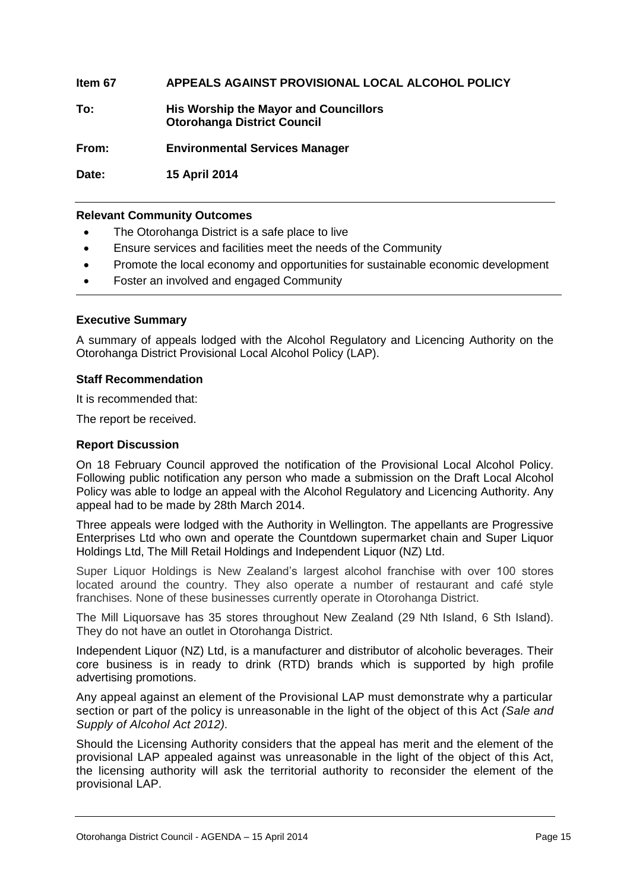**Item 67 APPEALS AGAINST PROVISIONAL LOCAL ALCOHOL POLICY**

**To:** **His Worship the Mayor and Councillors**
**Otorohanga District Council**

**From:** **Environmental Services Manager**

**Date:** **15 April 2014**

---

**Relevant Community Outcomes**

- The Otorohanga District is a safe place to live
- Ensure services and facilities meet the needs of the Community
- Promote the local economy and opportunities for sustainable economic development
- Foster an involved and engaged Community

---

**Executive Summary**

A summary of appeals lodged with the Alcohol Regulatory and Licencing Authority on the Otorohanga District Provisional Local Alcohol Policy (LAP).

**Staff Recommendation**

It is recommended that:

The report be received.

**Report Discussion**

On 18 February Council approved the notification of the Provisional Local Alcohol Policy. Following public notification any person who made a submission on the Draft Local Alcohol Policy was able to lodge an appeal with the Alcohol Regulatory and Licencing Authority. Any appeal had to be made by 28th March 2014.

Three appeals were lodged with the Authority in Wellington. The appellants are Progressive Enterprises Ltd who own and operate the Countdown supermarket chain and Super Liquor Holdings Ltd, The Mill Retail Holdings and Independent Liquor (NZ) Ltd.

Super Liquor Holdings is New Zealand's largest alcohol franchise with over 100 stores located around the country. They also operate a number of restaurant and café style franchises. None of these businesses currently operate in Otorohanga District.

The Mill Liquorsave has 35 stores throughout New Zealand (29 Nth Island, 6 Sth Island). They do not have an outlet in Otorohanga District.

Independent Liquor (NZ) Ltd, is a manufacturer and distributor of alcoholic beverages. Their core business is in ready to drink (RTD) brands which is supported by high profile advertising promotions.

Any appeal against an element of the Provisional LAP must demonstrate why a particular section or part of the policy is unreasonable in the light of the object of this Act *(Sale and Supply of Alcohol Act 2012).*

Should the Licensing Authority considers that the appeal has merit and the element of the provisional LAP appealed against was unreasonable in the light of the object of this Act, the licensing authority will ask the territorial authority to reconsider the element of the provisional LAP.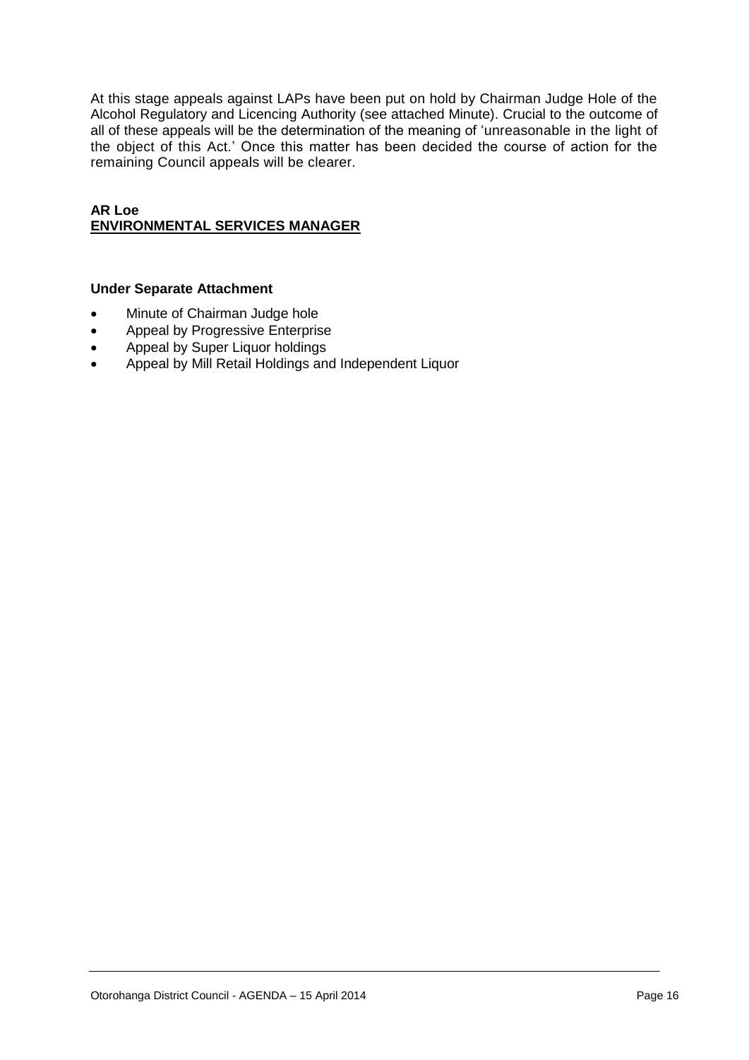At this stage appeals against LAPs have been put on hold by Chairman Judge Hole of the Alcohol Regulatory and Licencing Authority (see attached Minute). Crucial to the outcome of all of these appeals will be the determination of the meaning of 'unreasonable in the light of the object of this Act.' Once this matter has been decided the course of action for the remaining Council appeals will be clearer.

**AR Loe**
**ENVIRONMENTAL SERVICES MANAGER**

**Under Separate Attachment**

- Minute of Chairman Judge hole
- Appeal by Progressive Enterprise
- Appeal by Super Liquor holdings
- Appeal by Mill Retail Holdings and Independent Liquor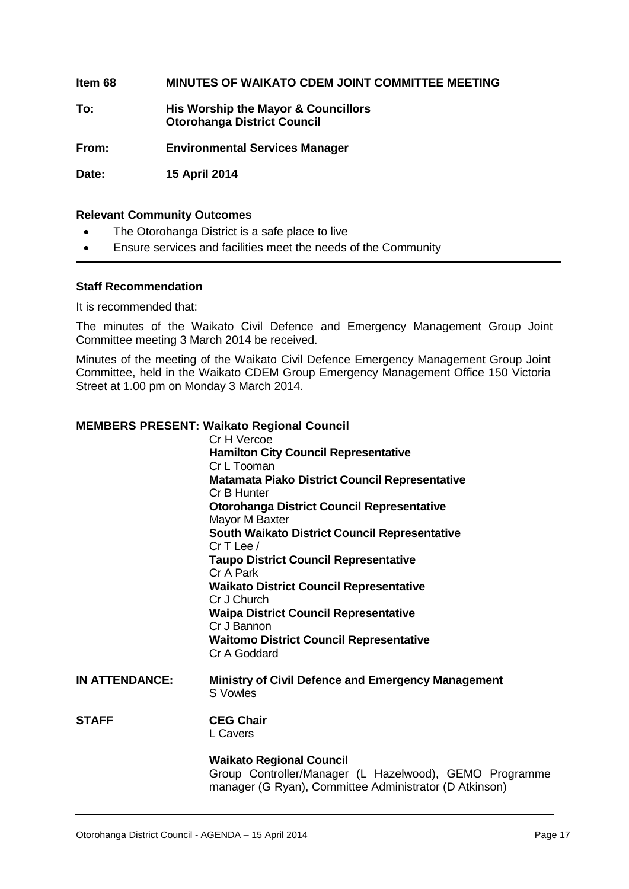**Item 68 MINUTES OF WAIKATO CDEM JOINT COMMITTEE MEETING**

**To:** **His Worship the Mayor & Councillors**
**Otorohanga District Council**

**From:** **Environmental Services Manager**

**Date:** **15 April 2014**

---

**Relevant Community Outcomes**

- The Otorohanga District is a safe place to live
- Ensure services and facilities meet the needs of the Community

---

**Staff Recommendation**

It is recommended that:

The minutes of the Waikato Civil Defence and Emergency Management Group Joint Committee meeting 3 March 2014 be received.

Minutes of the meeting of the Waikato Civil Defence Emergency Management Group Joint Committee, held in the Waikato CDEM Group Emergency Management Office 150 Victoria Street at 1.00 pm on Monday 3 March 2014.

**MEMBERS PRESENT:** **Waikato Regional Council**
Cr H Vercoe
**Hamilton City Council Representative**
Cr L Tooman
**Matamata Piako District Council Representative**
Cr B Hunter
**Otorohanga District Council Representative**
Mayor M Baxter
**South Waikato District Council Representative**
Cr T Lee /
**Taupo District Council Representative**
Cr A Park
**Waikato District Council Representative**
Cr J Church
**Waipa District Council Representative**
Cr J Bannon
**Waitomo District Council Representative**
Cr A Goddard

**IN ATTENDANCE:** **Ministry of Civil Defence and Emergency Management**
S Vowles

**STAFF** **CEG Chair**
L Cavers

**Waikato Regional Council**
Group Controller/Manager (L Hazelwood), GEMO Programme manager (G Ryan), Committee Administrator (D Atkinson)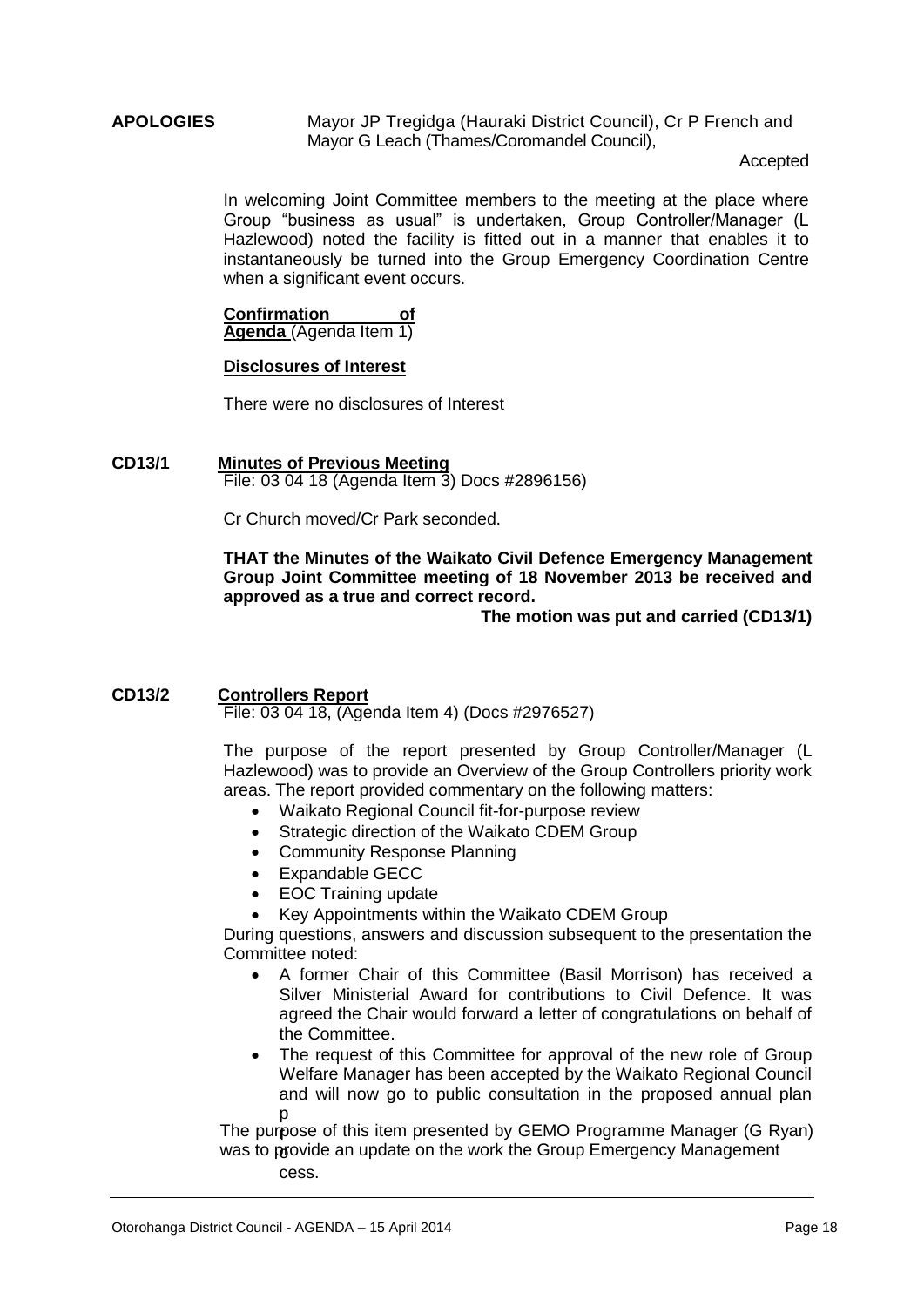**APOLOGIES** Mayor JP Tregidga (Hauraki District Council), Cr P French and Mayor G Leach (Thames/Coromandel Council),

Accepted

In welcoming Joint Committee members to the meeting at the place where Group "business as usual" is undertaken, Group Controller/Manager (L Hazlewood) noted the facility is fitted out in a manner that enables it to instantaneously be turned into the Group Emergency Coordination Centre when a significant event occurs.

**Confirmation of Agenda** (Agenda Item 1)

**Disclosures of Interest**

There were no disclosures of Interest

**CD13/1 Minutes of Previous Meeting**

File: 03 04 18 (Agenda Item 3) Docs #2896156)

Cr Church moved/Cr Park seconded.

**THAT the Minutes of the Waikato Civil Defence Emergency Management Group Joint Committee meeting of 18 November 2013 be received and approved as a true and correct record.**

**The motion was put and carried (CD13/1)**

**CD13/2 Controllers Report**

File: 03 04 18, (Agenda Item 4) (Docs #2976527)

The purpose of the report presented by Group Controller/Manager (L Hazlewood) was to provide an Overview of the Group Controllers priority work areas. The report provided commentary on the following matters:

- Waikato Regional Council fit-for-purpose review
- Strategic direction of the Waikato CDEM Group
- Community Response Planning
- Expandable GECC
- EOC Training update
- Key Appointments within the Waikato CDEM Group

During questions, answers and discussion subsequent to the presentation the Committee noted:

- A former Chair of this Committee (Basil Morrison) has received a Silver Ministerial Award for contributions to Civil Defence. It was agreed the Chair would forward a letter of congratulations on behalf of the Committee.
- The request of this Committee for approval of the new role of Group Welfare Manager has been accepted by the Waikato Regional Council and will now go to public consultation in the proposed annual plan process.

The purpose of this item presented by GEMO Programme Manager (G Ryan) was to provide an update on the work the Group Emergency Management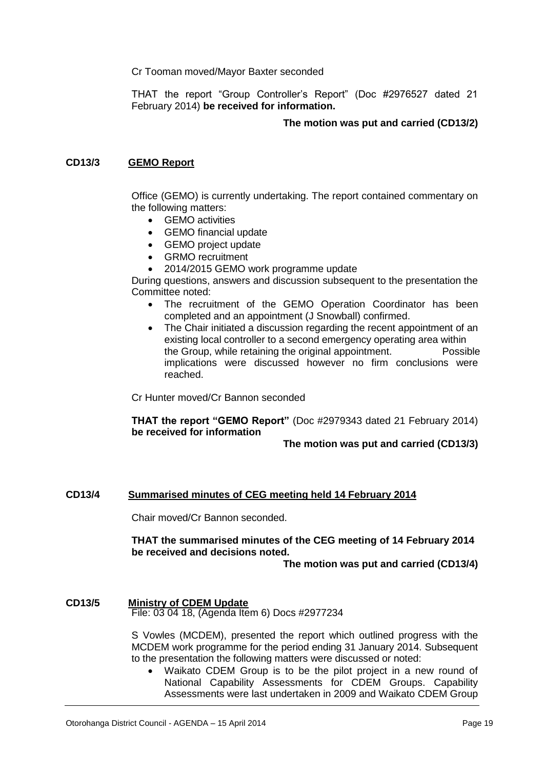Cr Tooman moved/Mayor Baxter seconded

THAT the report "Group Controller's Report" (Doc #2976527 dated 21 February 2014) **be received for information.**

**The motion was put and carried (CD13/2)**

**CD13/3 GEMO Report**

Office (GEMO) is currently undertaking. The report contained commentary on the following matters:

- GEMO activities
- GEMO financial update
- GEMO project update
- GRMO recruitment
- 2014/2015 GEMO work programme update

During questions, answers and discussion subsequent to the presentation the Committee noted:

- The recruitment of the GEMO Operation Coordinator has been completed and an appointment (J Snowball) confirmed.
- The Chair initiated a discussion regarding the recent appointment of an existing local controller to a second emergency operating area within the Group, while retaining the original appointment. Possible implications were discussed however no firm conclusions were reached.

Cr Hunter moved/Cr Bannon seconded

**THAT the report "GEMO Report"** (Doc #2979343 dated 21 February 2014) **be received for information**

**The motion was put and carried (CD13/3)**

**CD13/4 Summarised minutes of CEG meeting held 14 February 2014**

Chair moved/Cr Bannon seconded.

**THAT the summarised minutes of the CEG meeting of 14 February 2014 be received and decisions noted.**

**The motion was put and carried (CD13/4)**

**CD13/5 Ministry of CDEM Update**

File: 03 04 18, (Agenda Item 6) Docs #2977234

S Vowles (MCDEM), presented the report which outlined progress with the MCDEM work programme for the period ending 31 January 2014. Subsequent to the presentation the following matters were discussed or noted:

- Waikato CDEM Group is to be the pilot project in a new round of National Capability Assessments for CDEM Groups. Capability Assessments were last undertaken in 2009 and Waikato CDEM Group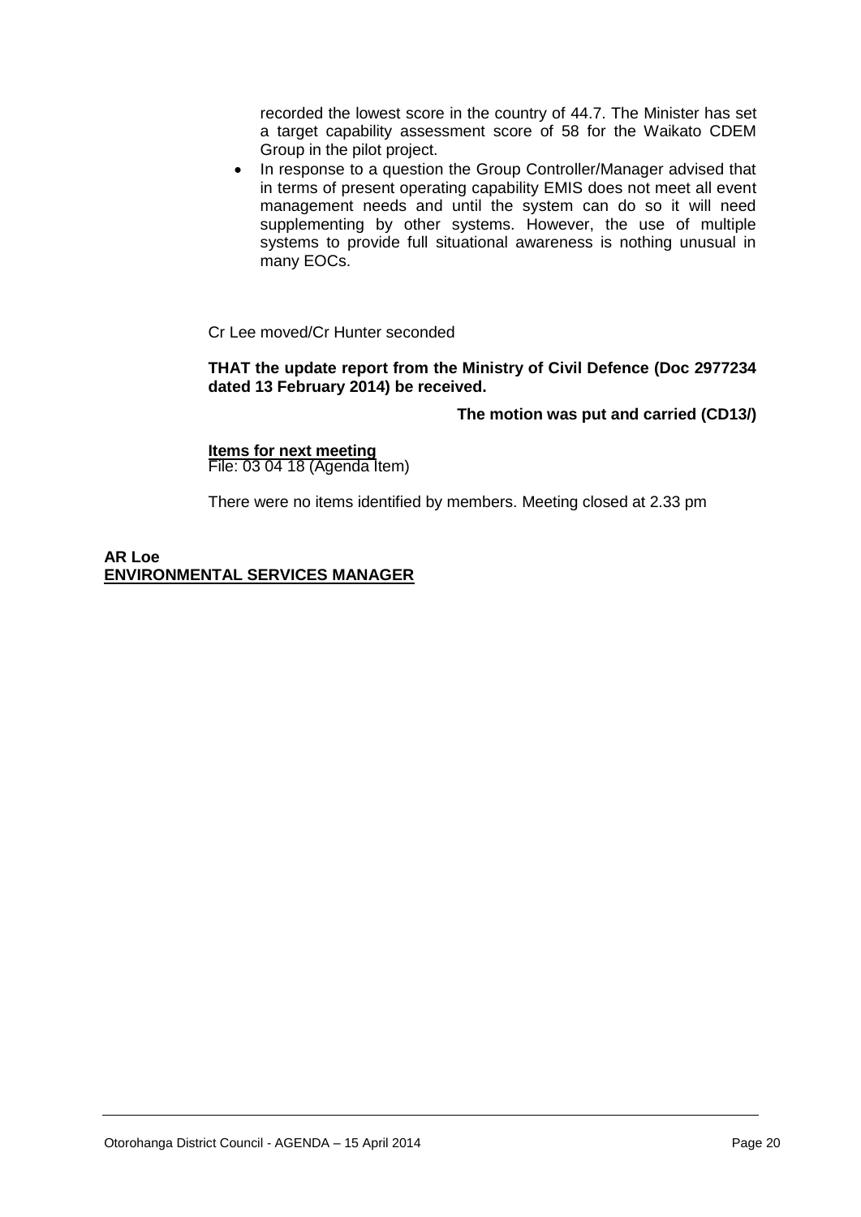recorded the lowest score in the country of 44.7. The Minister has set a target capability assessment score of 58 for the Waikato CDEM Group in the pilot project.

- In response to a question the Group Controller/Manager advised that in terms of present operating capability EMIS does not meet all event management needs and until the system can do so it will need supplementing by other systems. However, the use of multiple systems to provide full situational awareness is nothing unusual in many EOCs.

Cr Lee moved/Cr Hunter seconded

**THAT the update report from the Ministry of Civil Defence (Doc 2977234 dated 13 February 2014) be received.**

**The motion was put and carried (CD13/)**

**Items for next meeting**
File: 03 04 18 (Agenda Item)

There were no items identified by members. Meeting closed at 2.33 pm

**AR Loe**
**ENVIRONMENTAL SERVICES MANAGER**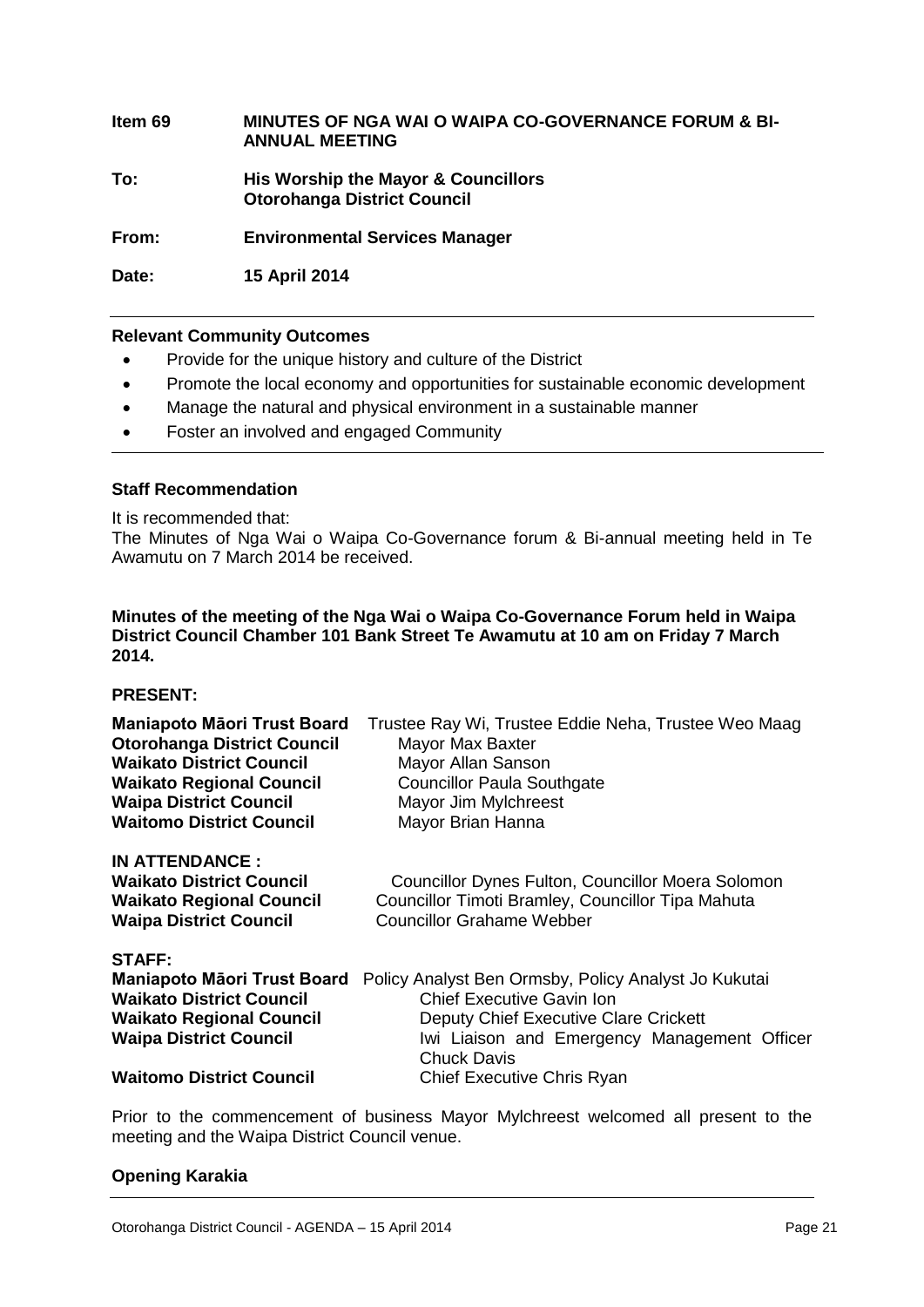**Item 69 MINUTES OF NGA WAI O WAIPA CO-GOVERNANCE FORUM & BI-ANNUAL MEETING**

**To: His Worship the Mayor & Councillors Otorohanga District Council**

**From: Environmental Services Manager**

**Date: 15 April 2014**

---

**Relevant Community Outcomes**

- Provide for the unique history and culture of the District
- Promote the local economy and opportunities for sustainable economic development
- Manage the natural and physical environment in a sustainable manner
- Foster an involved and engaged Community

---

**Staff Recommendation**

It is recommended that:
The Minutes of Nga Wai o Waipa Co-Governance forum & Bi-annual meeting held in Te Awamutu on 7 March 2014 be received.

**Minutes of the meeting of the Nga Wai o Waipa Co-Governance Forum held in Waipa District Council Chamber 101 Bank Street Te Awamutu at 10 am on Friday 7 March 2014.**

**PRESENT:**

| | |
|---|---|
| **Maniapoto Māori Trust Board** | Trustee Ray Wi, Trustee Eddie Neha, Trustee Weo Maag |
| **Otorohanga District Council** | Mayor Max Baxter |
| **Waikato District Council** | Mayor Allan Sanson |
| **Waikato Regional Council** | Councillor Paula Southgate |
| **Waipa District Council** | Mayor Jim Mylchreest |
| **Waitomo District Council** | Mayor Brian Hanna |

**IN ATTENDANCE :**

| | |
|---|---|
| **Waikato District Council** | Councillor Dynes Fulton, Councillor Moera Solomon |
| **Waikato Regional Council** | Councillor Timoti Bramley, Councillor Tipa Mahuta |
| **Waipa District Council** | Councillor Grahame Webber |

**STAFF:**

| | |
|---|---|
| **Maniapoto Māori Trust Board** | Policy Analyst Ben Ormsby, Policy Analyst Jo Kukutai |
| **Waikato District Council** | Chief Executive Gavin Ion |
| **Waikato Regional Council** | Deputy Chief Executive Clare Crickett |
| **Waipa District Council** | Iwi Liaison and Emergency Management Officer Chuck Davis |
| **Waitomo District Council** | Chief Executive Chris Ryan |

Prior to the commencement of business Mayor Mylchreest welcomed all present to the meeting and the Waipa District Council venue.

**Opening Karakia**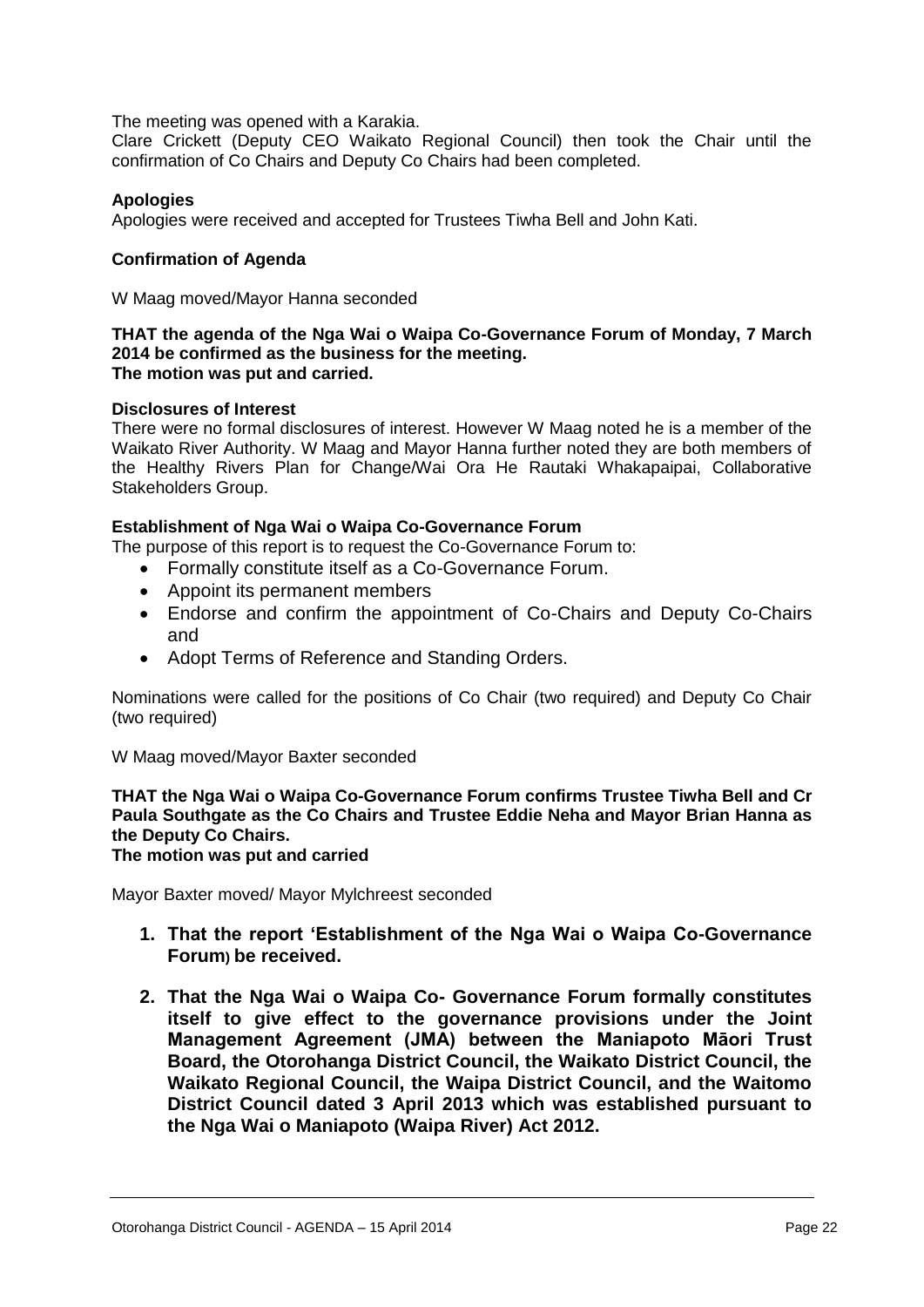The meeting was opened with a Karakia.

Clare Crickett (Deputy CEO Waikato Regional Council) then took the Chair until the confirmation of Co Chairs and Deputy Co Chairs had been completed.

**Apologies**

Apologies were received and accepted for Trustees Tiwha Bell and John Kati.

**Confirmation of Agenda**

W Maag moved/Mayor Hanna seconded

**THAT the agenda of the Nga Wai o Waipa Co-Governance Forum of Monday, 7 March 2014 be confirmed as the business for the meeting.**
**The motion was put and carried.**

**Disclosures of Interest**

There were no formal disclosures of interest. However W Maag noted he is a member of the Waikato River Authority. W Maag and Mayor Hanna further noted they are both members of the Healthy Rivers Plan for Change/Wai Ora He Rautaki Whakapaipai, Collaborative Stakeholders Group.

**Establishment of Nga Wai o Waipa Co-Governance Forum**

The purpose of this report is to request the Co-Governance Forum to:

- Formally constitute itself as a Co-Governance Forum.
- Appoint its permanent members
- Endorse and confirm the appointment of Co-Chairs and Deputy Co-Chairs and
- Adopt Terms of Reference and Standing Orders.

Nominations were called for the positions of Co Chair (two required) and Deputy Co Chair (two required)

W Maag moved/Mayor Baxter seconded

**THAT the Nga Wai o Waipa Co-Governance Forum confirms Trustee Tiwha Bell and Cr Paula Southgate as the Co Chairs and Trustee Eddie Neha and Mayor Brian Hanna as the Deputy Co Chairs.**
**The motion was put and carried**

Mayor Baxter moved/ Mayor Mylchreest seconded

1. **That the report 'Establishment of the Nga Wai o Waipa Co-Governance Forum) be received.**

2. **That the Nga Wai o Waipa Co- Governance Forum formally constitutes itself to give effect to the governance provisions under the Joint Management Agreement (JMA) between the Maniapoto Māori Trust Board, the Otorohanga District Council, the Waikato District Council, the Waikato Regional Council, the Waipa District Council, and the Waitomo District Council dated 3 April 2013 which was established pursuant to the Nga Wai o Maniapoto (Waipa River) Act 2012.**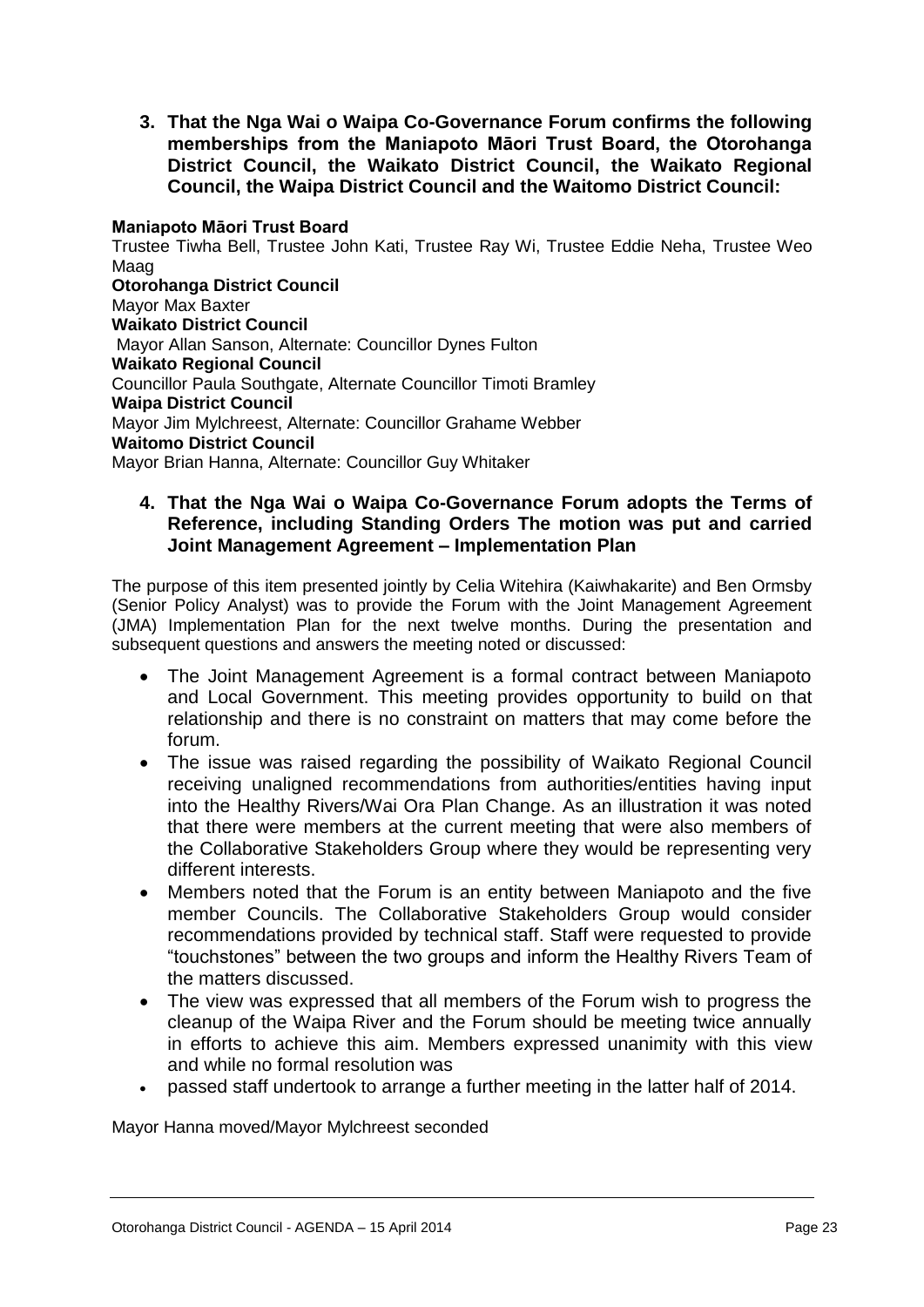**3. That the Nga Wai o Waipa Co-Governance Forum confirms the following memberships from the Maniapoto Māori Trust Board, the Otorohanga District Council, the Waikato District Council, the Waikato Regional Council, the Waipa District Council and the Waitomo District Council:**

**Maniapoto Māori Trust Board**
Trustee Tiwha Bell, Trustee John Kati, Trustee Ray Wi, Trustee Eddie Neha, Trustee Weo Maag
**Otorohanga District Council**
Mayor Max Baxter
**Waikato District Council**
Mayor Allan Sanson, Alternate: Councillor Dynes Fulton
**Waikato Regional Council**
Councillor Paula Southgate, Alternate Councillor Timoti Bramley
**Waipa District Council**
Mayor Jim Mylchreest, Alternate: Councillor Grahame Webber
**Waitomo District Council**
Mayor Brian Hanna, Alternate: Councillor Guy Whitaker

**4. That the Nga Wai o Waipa Co-Governance Forum adopts the Terms of Reference, including Standing Orders The motion was put and carried Joint Management Agreement – Implementation Plan**

The purpose of this item presented jointly by Celia Witehira (Kaiwhakarite) and Ben Ormsby (Senior Policy Analyst) was to provide the Forum with the Joint Management Agreement (JMA) Implementation Plan for the next twelve months. During the presentation and subsequent questions and answers the meeting noted or discussed:

- The Joint Management Agreement is a formal contract between Maniapoto and Local Government. This meeting provides opportunity to build on that relationship and there is no constraint on matters that may come before the forum.
- The issue was raised regarding the possibility of Waikato Regional Council receiving unaligned recommendations from authorities/entities having input into the Healthy Rivers/Wai Ora Plan Change. As an illustration it was noted that there were members at the current meeting that were also members of the Collaborative Stakeholders Group where they would be representing very different interests.
- Members noted that the Forum is an entity between Maniapoto and the five member Councils. The Collaborative Stakeholders Group would consider recommendations provided by technical staff. Staff were requested to provide "touchstones" between the two groups and inform the Healthy Rivers Team of the matters discussed.
- The view was expressed that all members of the Forum wish to progress the cleanup of the Waipa River and the Forum should be meeting twice annually in efforts to achieve this aim. Members expressed unanimity with this view and while no formal resolution was
- passed staff undertook to arrange a further meeting in the latter half of 2014.

Mayor Hanna moved/Mayor Mylchreest seconded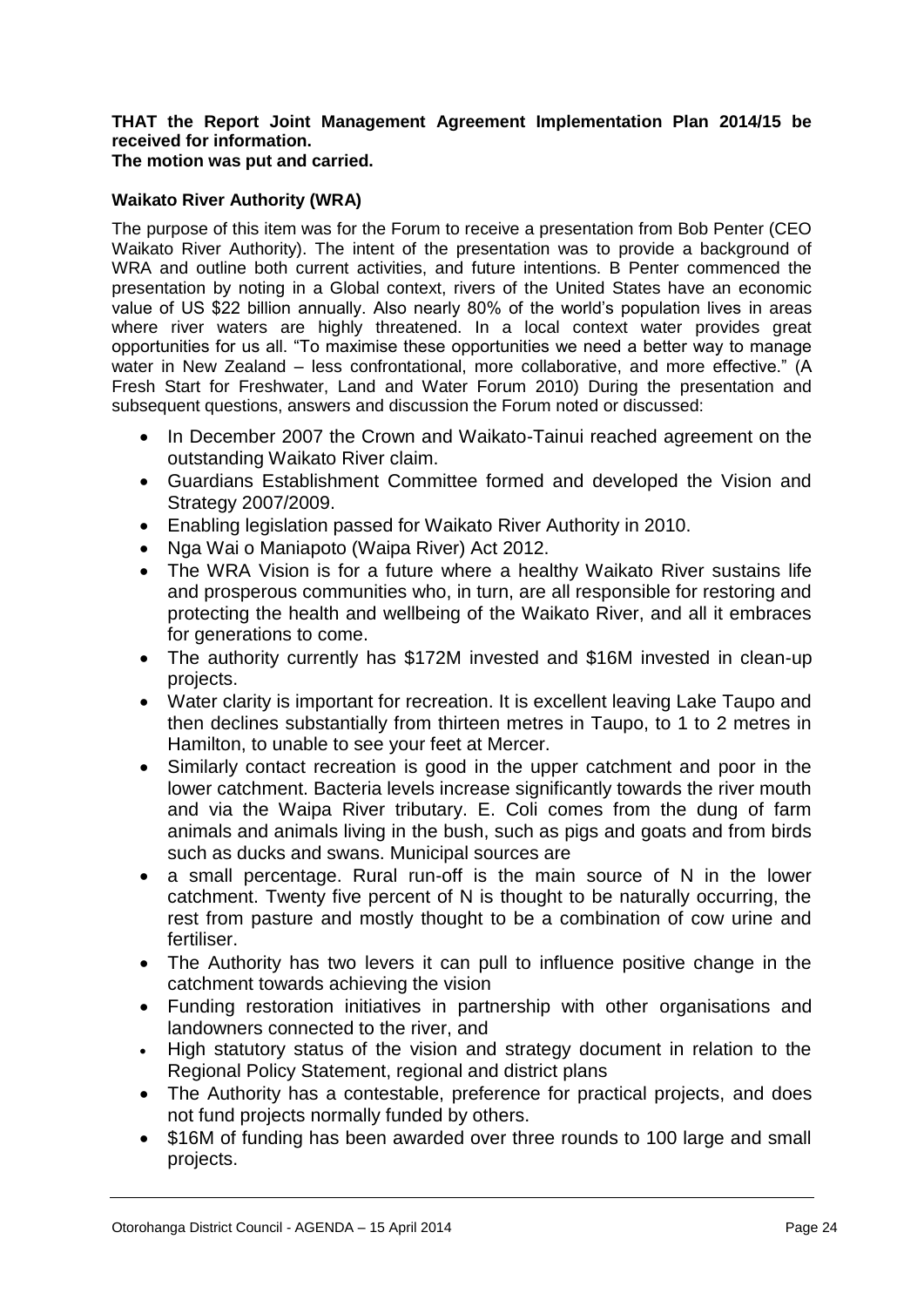**THAT the Report Joint Management Agreement Implementation Plan 2014/15 be received for information.**
**The motion was put and carried.**

**Waikato River Authority (WRA)**

The purpose of this item was for the Forum to receive a presentation from Bob Penter (CEO Waikato River Authority). The intent of the presentation was to provide a background of WRA and outline both current activities, and future intentions. B Penter commenced the presentation by noting in a Global context, rivers of the United States have an economic value of US $22 billion annually. Also nearly 80% of the world's population lives in areas where river waters are highly threatened. In a local context water provides great opportunities for us all. "To maximise these opportunities we need a better way to manage water in New Zealand – less confrontational, more collaborative, and more effective." (A Fresh Start for Freshwater, Land and Water Forum 2010) During the presentation and subsequent questions, answers and discussion the Forum noted or discussed:

- In December 2007 the Crown and Waikato-Tainui reached agreement on the outstanding Waikato River claim.
- Guardians Establishment Committee formed and developed the Vision and Strategy 2007/2009.
- Enabling legislation passed for Waikato River Authority in 2010.
- Nga Wai o Maniapoto (Waipa River) Act 2012.
- The WRA Vision is for a future where a healthy Waikato River sustains life and prosperous communities who, in turn, are all responsible for restoring and protecting the health and wellbeing of the Waikato River, and all it embraces for generations to come.
- The authority currently has $172M invested and $16M invested in clean-up projects.
- Water clarity is important for recreation. It is excellent leaving Lake Taupo and then declines substantially from thirteen metres in Taupo, to 1 to 2 metres in Hamilton, to unable to see your feet at Mercer.
- Similarly contact recreation is good in the upper catchment and poor in the lower catchment. Bacteria levels increase significantly towards the river mouth and via the Waipa River tributary. E. Coli comes from the dung of farm animals and animals living in the bush, such as pigs and goats and from birds such as ducks and swans. Municipal sources are
- a small percentage. Rural run-off is the main source of N in the lower catchment. Twenty five percent of N is thought to be naturally occurring, the rest from pasture and mostly thought to be a combination of cow urine and fertiliser.
- The Authority has two levers it can pull to influence positive change in the catchment towards achieving the vision
- Funding restoration initiatives in partnership with other organisations and landowners connected to the river, and
- High statutory status of the vision and strategy document in relation to the Regional Policy Statement, regional and district plans
- The Authority has a contestable, preference for practical projects, and does not fund projects normally funded by others.
- $16M of funding has been awarded over three rounds to 100 large and small projects.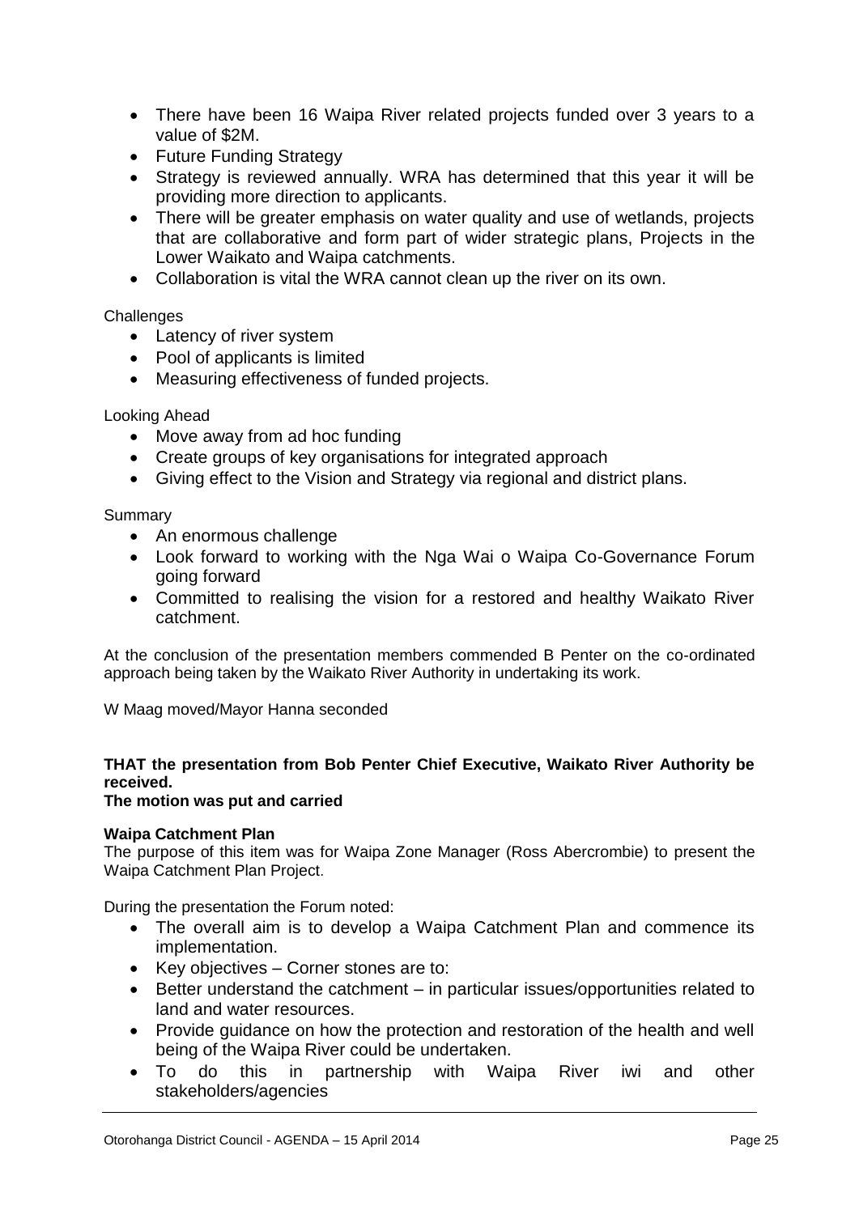- There have been 16 Waipa River related projects funded over 3 years to a value of $2M.
- Future Funding Strategy
- Strategy is reviewed annually. WRA has determined that this year it will be providing more direction to applicants.
- There will be greater emphasis on water quality and use of wetlands, projects that are collaborative and form part of wider strategic plans, Projects in the Lower Waikato and Waipa catchments.
- Collaboration is vital the WRA cannot clean up the river on its own.

Challenges

- Latency of river system
- Pool of applicants is limited
- Measuring effectiveness of funded projects.

Looking Ahead

- Move away from ad hoc funding
- Create groups of key organisations for integrated approach
- Giving effect to the Vision and Strategy via regional and district plans.

Summary

- An enormous challenge
- Look forward to working with the Nga Wai o Waipa Co-Governance Forum going forward
- Committed to realising the vision for a restored and healthy Waikato River catchment.

At the conclusion of the presentation members commended B Penter on the co-ordinated approach being taken by the Waikato River Authority in undertaking its work.

W Maag moved/Mayor Hanna seconded

**THAT the presentation from Bob Penter Chief Executive, Waikato River Authority be received.**

**The motion was put and carried**

**Waipa Catchment Plan**

The purpose of this item was for Waipa Zone Manager (Ross Abercrombie) to present the Waipa Catchment Plan Project.

During the presentation the Forum noted:

- The overall aim is to develop a Waipa Catchment Plan and commence its implementation.
- Key objectives – Corner stones are to:
- Better understand the catchment – in particular issues/opportunities related to land and water resources.
- Provide guidance on how the protection and restoration of the health and well being of the Waipa River could be undertaken.
- To do this in partnership with Waipa River iwi and other stakeholders/agencies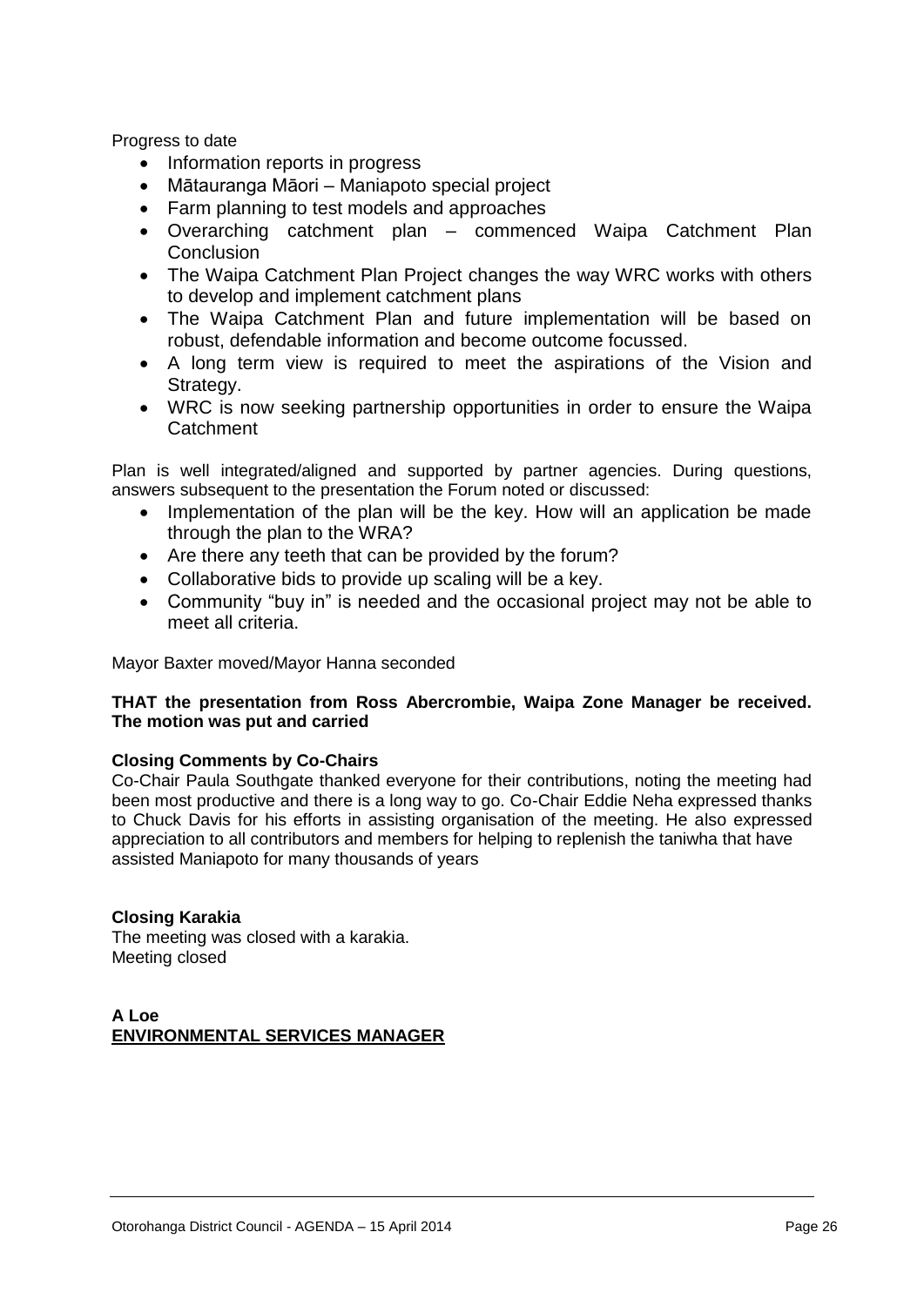Progress to date

- Information reports in progress
- Mātauranga Māori – Maniapoto special project
- Farm planning to test models and approaches
- Overarching catchment plan – commenced Waipa Catchment Plan Conclusion
- The Waipa Catchment Plan Project changes the way WRC works with others to develop and implement catchment plans
- The Waipa Catchment Plan and future implementation will be based on robust, defendable information and become outcome focussed.
- A long term view is required to meet the aspirations of the Vision and Strategy.
- WRC is now seeking partnership opportunities in order to ensure the Waipa Catchment

Plan is well integrated/aligned and supported by partner agencies. During questions, answers subsequent to the presentation the Forum noted or discussed:

- Implementation of the plan will be the key. How will an application be made through the plan to the WRA?
- Are there any teeth that can be provided by the forum?
- Collaborative bids to provide up scaling will be a key.
- Community "buy in" is needed and the occasional project may not be able to meet all criteria.

Mayor Baxter moved/Mayor Hanna seconded

**THAT the presentation from Ross Abercrombie, Waipa Zone Manager be received. The motion was put and carried**

**Closing Comments by Co-Chairs**

Co-Chair Paula Southgate thanked everyone for their contributions, noting the meeting had been most productive and there is a long way to go. Co-Chair Eddie Neha expressed thanks to Chuck Davis for his efforts in assisting organisation of the meeting. He also expressed appreciation to all contributors and members for helping to replenish the taniwha that have assisted Maniapoto for many thousands of years

**Closing Karakia**

The meeting was closed with a karakia.
Meeting closed

**A Loe**
**ENVIRONMENTAL SERVICES MANAGER**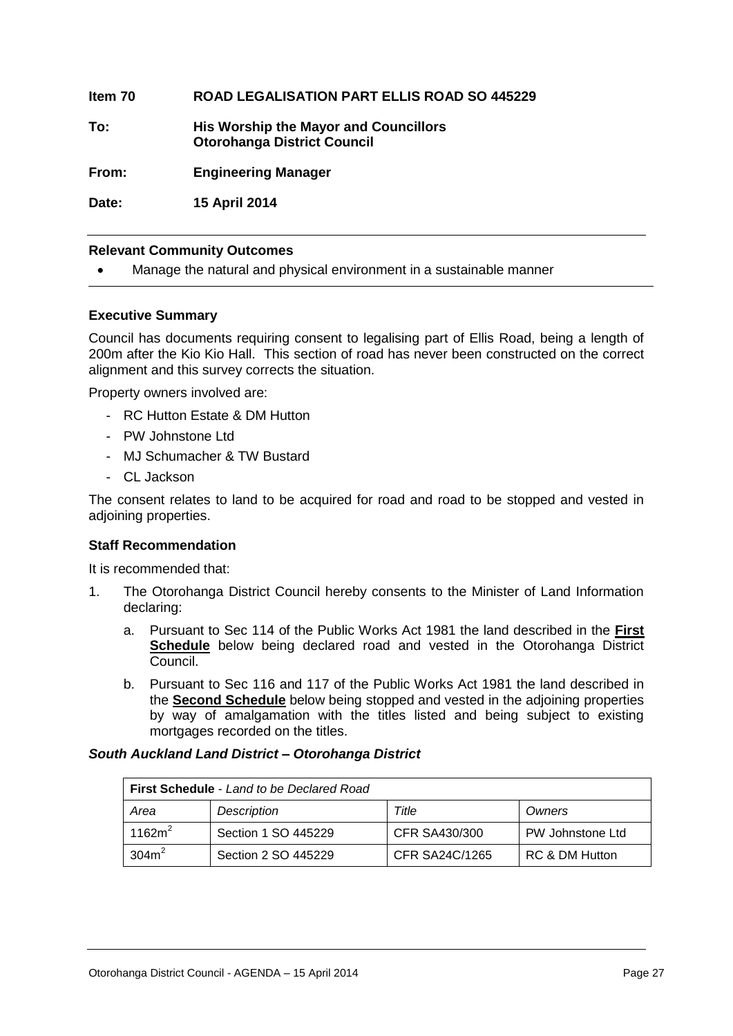**Item 70 ROAD LEGALISATION PART ELLIS ROAD SO 445229**

**To: His Worship the Mayor and Councillors**
**Otorohanga District Council**

**From: Engineering Manager**

**Date: 15 April 2014**

**Relevant Community Outcomes**

- Manage the natural and physical environment in a sustainable manner

**Executive Summary**

Council has documents requiring consent to legalising part of Ellis Road, being a length of 200m after the Kio Kio Hall. This section of road has never been constructed on the correct alignment and this survey corrects the situation.

Property owners involved are:

- RC Hutton Estate & DM Hutton
- PW Johnstone Ltd
- MJ Schumacher & TW Bustard
- CL Jackson

The consent relates to land to be acquired for road and road to be stopped and vested in adjoining properties.

**Staff Recommendation**

It is recommended that:

1. The Otorohanga District Council hereby consents to the Minister of Land Information declaring:

   a. Pursuant to Sec 114 of the Public Works Act 1981 the land described in the **First Schedule** below being declared road and vested in the Otorohanga District Council.

   b. Pursuant to Sec 116 and 117 of the Public Works Act 1981 the land described in the **Second Schedule** below being stopped and vested in the adjoining properties by way of amalgamation with the titles listed and being subject to existing mortgages recorded on the titles.

***South Auckland Land District – Otorohanga District***

| **First Schedule** - *Land to be Declared Road* | | | |
|---|---|---|---|
| *Area* | *Description* | *Title* | *Owners* |
| $1162m^2$ | Section 1 SO 445229 | CFR SA430/300 | PW Johnstone Ltd |
| $304m^2$ | Section 2 SO 445229 | CFR SA24C/1265 | RC & DM Hutton |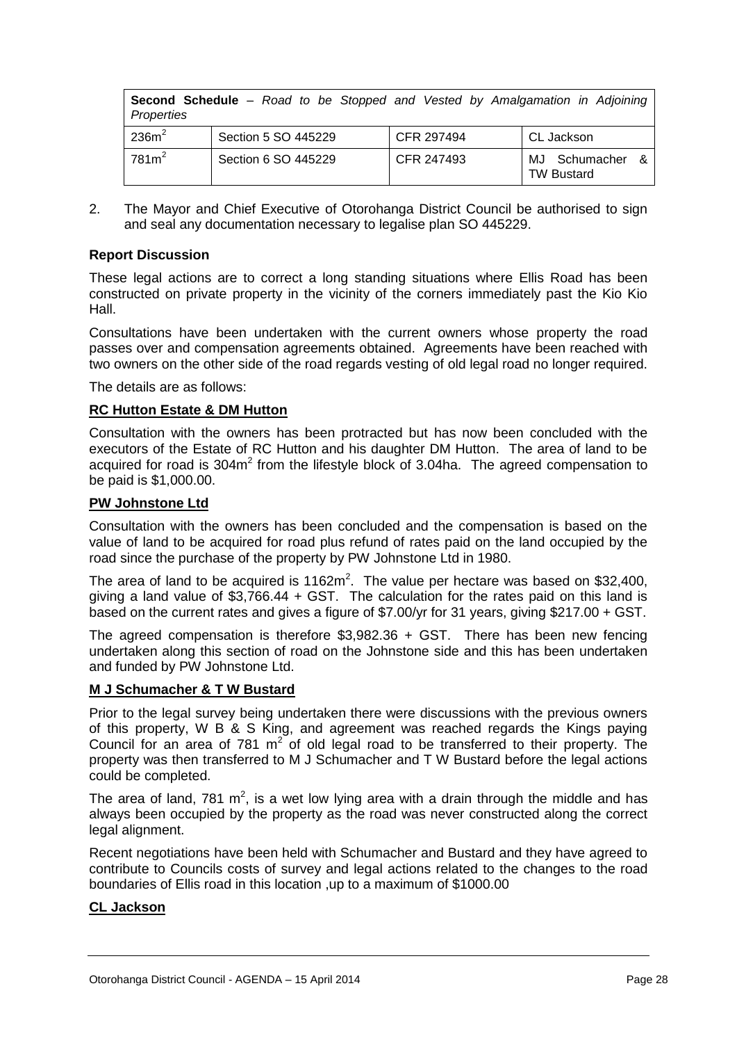| **Second Schedule** – *Road to be Stopped and Vested by Amalgamation in Adjoining Properties* | | | |
|---|---|---|---|
| $236m^2$ | Section 5 SO 445229 | CFR 297494 | CL Jackson |
| $781m^2$ | Section 6 SO 445229 | CFR 247493 | MJ Schumacher & TW Bustard |

2. The Mayor and Chief Executive of Otorohanga District Council be authorised to sign and seal any documentation necessary to legalise plan SO 445229.

### Report Discussion

These legal actions are to correct a long standing situations where Ellis Road has been constructed on private property in the vicinity of the corners immediately past the Kio Kio Hall.

Consultations have been undertaken with the current owners whose property the road passes over and compensation agreements obtained. Agreements have been reached with two owners on the other side of the road regards vesting of old legal road no longer required.

The details are as follows:

**RC Hutton Estate & DM Hutton**

Consultation with the owners has been protracted but has now been concluded with the executors of the Estate of RC Hutton and his daughter DM Hutton. The area of land to be acquired for road is $304m^2$ from the lifestyle block of 3.04ha. The agreed compensation to be paid is $1,000.00.

**PW Johnstone Ltd**

Consultation with the owners has been concluded and the compensation is based on the value of land to be acquired for road plus refund of rates paid on the land occupied by the road since the purchase of the property by PW Johnstone Ltd in 1980.

The area of land to be acquired is $1162m^2$. The value per hectare was based on $32,400, giving a land value of $3,766.44 + GST. The calculation for the rates paid on this land is based on the current rates and gives a figure of $7.00/yr for 31 years, giving $217.00 + GST.

The agreed compensation is therefore $3,982.36 + GST. There has been new fencing undertaken along this section of road on the Johnstone side and this has been undertaken and funded by PW Johnstone Ltd.

**M J Schumacher & T W Bustard**

Prior to the legal survey being undertaken there were discussions with the previous owners of this property, W B & S King, and agreement was reached regards the Kings paying Council for an area of 781 $m^2$ of old legal road to be transferred to their property. The property was then transferred to M J Schumacher and T W Bustard before the legal actions could be completed.

The area of land, 781 $m^2$, is a wet low lying area with a drain through the middle and has always been occupied by the property as the road was never constructed along the correct legal alignment.

Recent negotiations have been held with Schumacher and Bustard and they have agreed to contribute to Councils costs of survey and legal actions related to the changes to the road boundaries of Ellis road in this location ,up to a maximum of $1000.00

**CL Jackson**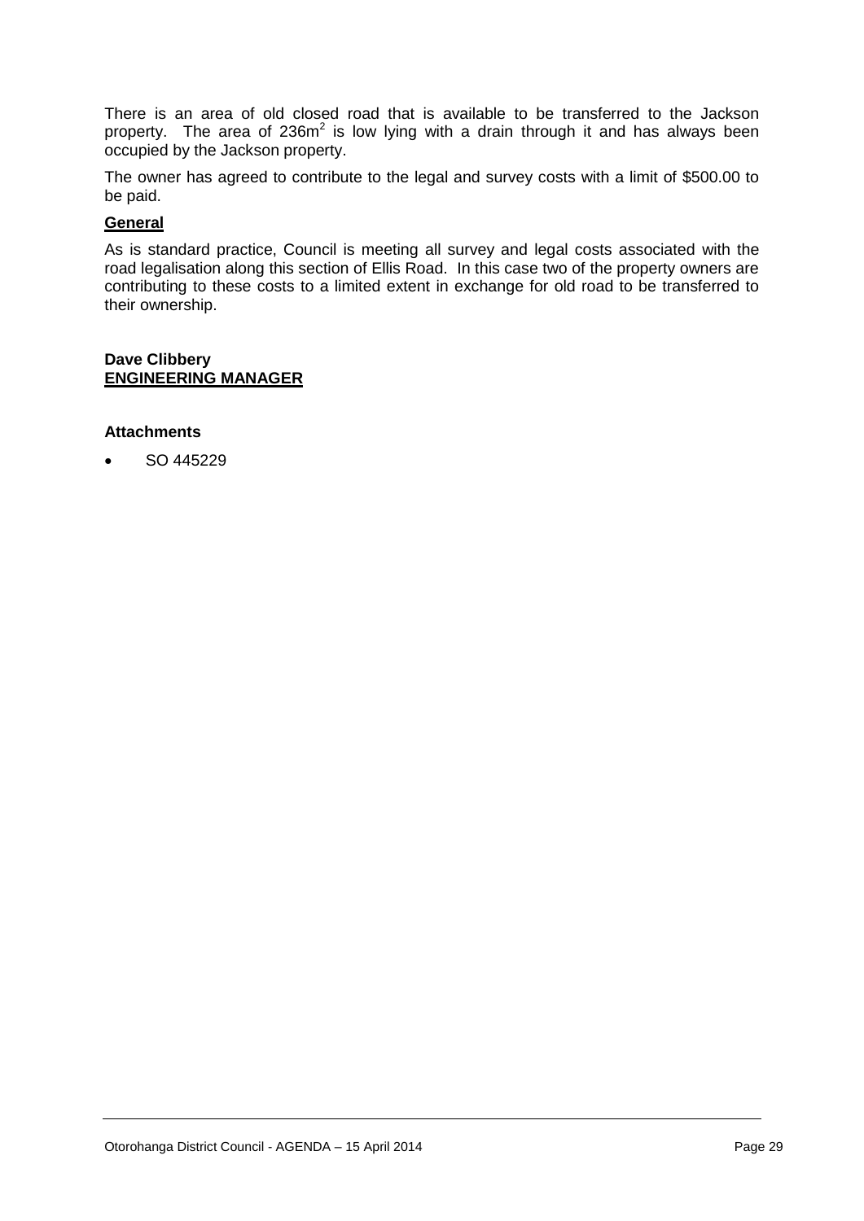There is an area of old closed road that is available to be transferred to the Jackson property. The area of $236m^2$ is low lying with a drain through it and has always been occupied by the Jackson property.

The owner has agreed to contribute to the legal and survey costs with a limit of $500.00 to be paid.

**General**

As is standard practice, Council is meeting all survey and legal costs associated with the road legalisation along this section of Ellis Road. In this case two of the property owners are contributing to these costs to a limited extent in exchange for old road to be transferred to their ownership.

**Dave Clibbery**
**ENGINEERING MANAGER**

**Attachments**

- SO 445229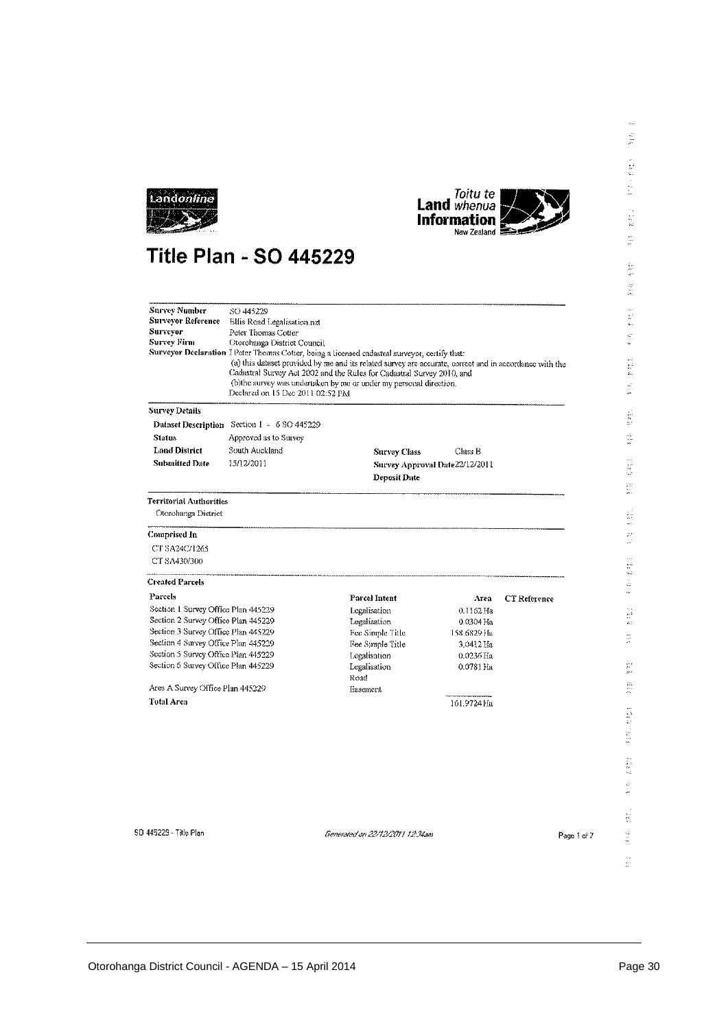# Title Plan - SO 445229

| | |
|---|---|
| **Survey Number** | SO 445229 |
| **Surveyor Reference** | Ellis Road Legalisation.rtd |
| **Surveyor** | Peter Thomas Cotter |
| **Survey Firm** | Otorohanga District Council |
| **Surveyor Declaration** | I Peter Thomas Cotter, being a licensed cadastral surveyor, certify that: (a) this dataset provided by me and its related survey are accurate, correct and in accordance with the Cadastral Survey Act 2002 and the Rules for Cadastral Survey 2010, and (b)the survey was undertaken by me or under my personal direction. Declared on 15 Dec 2011 02:52 PM |

## Survey Details

| | | | |
|---|---|---|---|
| **Dataset Description** | Section 1 - 6 SO 445229 | | |
| **Status** | Approved as to Survey | | |
| **Land District** | South Auckland | **Survey Class** | Class B |
| **Submitted Date** | 15/12/2011 | **Survey Approval Date** | 22/12/2011 |
| | | **Deposit Date** | |

## Territorial Authorities

Otorohanga District

## Comprised In

CT SA24C/1265

CT SA430/300

## Created Parcels

| Parcels | Parcel Intent | Area | CT Reference |
|---|---|---|---|
| Section 1 Survey Office Plan 445229 | Legalisation | 0.1162 Ha | |
| Section 2 Survey Office Plan 445229 | Legalisation | 0.0304 Ha | |
| Section 3 Survey Office Plan 445229 | Fee Simple Title | 158.6829 Ha | |
| Section 4 Survey Office Plan 445229 | Fee Simple Title | 3.0412 Ha | |
| Section 5 Survey Office Plan 445229 | Legalisation | 0.0236 Ha | |
| Section 6 Survey Office Plan 445229 | Legalisation Road | 0.0781 Ha | |
| Area A Survey Office Plan 445229 | Easement | | |
| **Total Area** | | 161.9724 Ha | |

SO 445229 - Title Plan

*Generated on 22/12/2011 12:34am*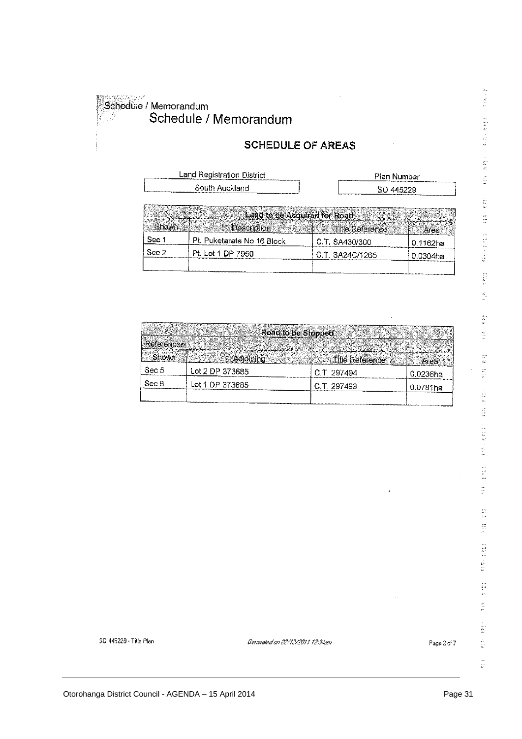Schedule / Memorandum

# Schedule / Memorandum

## SCHEDULE OF AREAS

| Land Registration District | Plan Number |
|---|---|
| South Auckland | SO 445229 |

| Land to be Acquired for Road | | | |
|---|---|---|---|
| Shown | Description | Title Reference | Area |
| Sec 1 | Pt. Puketarata No 16 Block | C.T. SA430/300 | 0.1162ha |
| Sec 2 | Pt. Lot 1 DP 7950 | C.T. SA24C/1265 | 0.0304ha |
| | | | |

| Road to be Stopped | | | |
|---|---|---|---|
| References: | | | |
| Shown | Adjoining | Title Reference | Area |
| Sec 5 | Lot 2 DP 373685 | C.T. 297494 | 0.0236ha |
| Sec 6 | Lot 1 DP 373685 | C.T. 297493 | 0.0781ha |
| | | | |

SO 445229 - Title Plan

*Generated on 20/12/2011 12:34am*

Page 2 of 7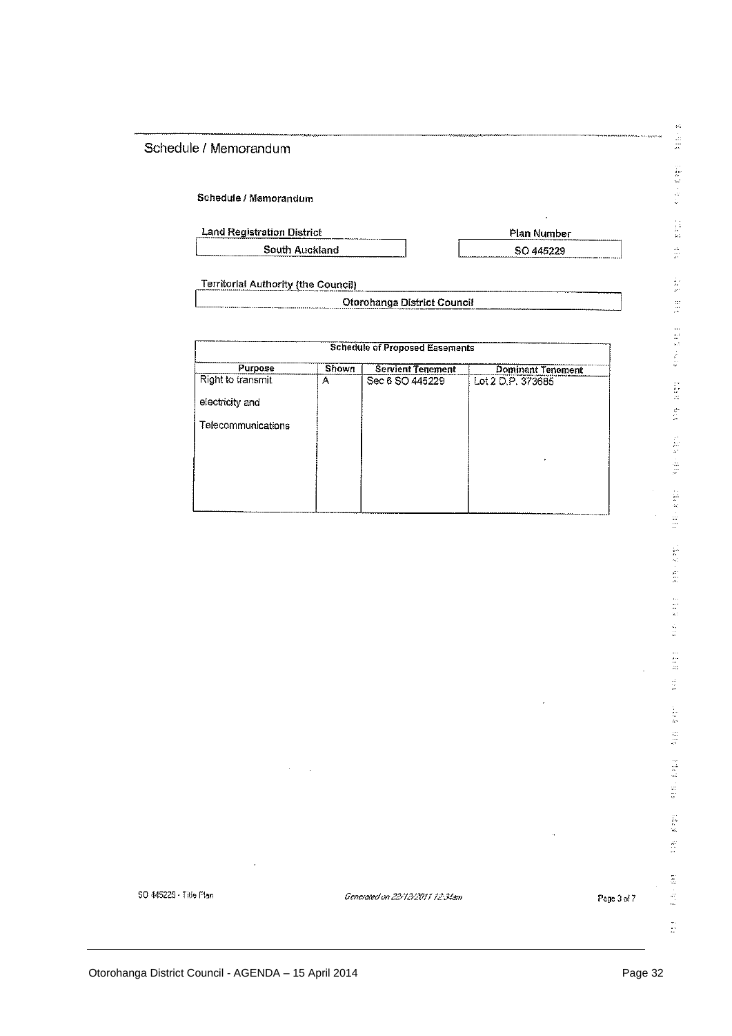## Schedule / Memorandum

**Schedule / Memorandum**

| Land Registration District | Plan Number |
|---|---|
| South Auckland | SO 445229 |

**Territorial Authority (the Council)**

Otorohanga District Council

| Schedule of Proposed Easements | | | |
|---|---|---|---|
| **Purpose** | **Shown** | **Servient Tenement** | **Dominant Tenement** |
| Right to transmit electricity and Telecommunications | A | Sec 6 SO 445229 | Lot 2 D.P. 373685 |

SO 445229 - Title Plan

*Generated on 22/12/2011 12:34am*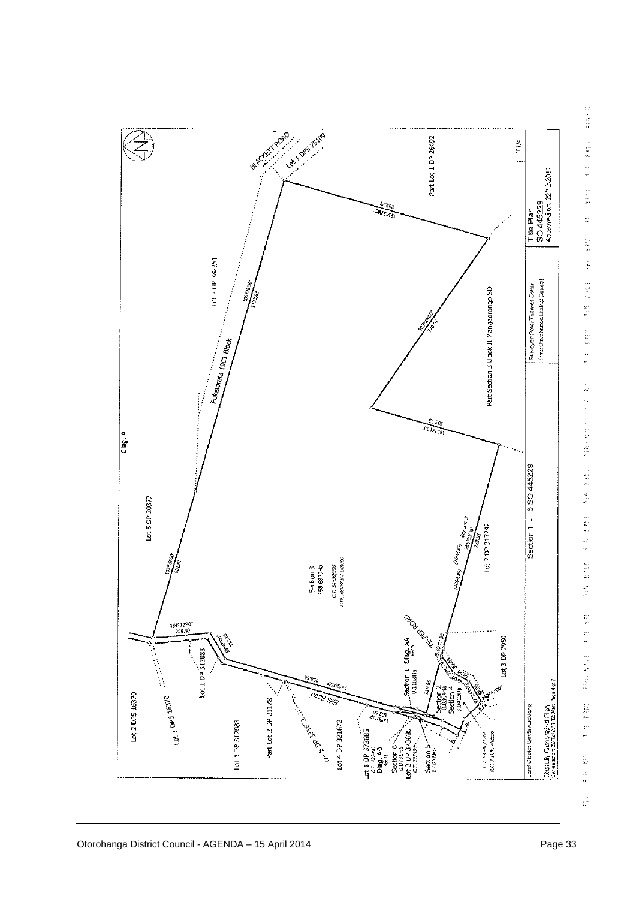Diag. A

BLACKETT ROAD

Lot 1 DPS 75109

Part Lot 1 DP 26492

Lot 2 DP 382251

Puketarata 19C1 Block

Lot 5 DP 20377

Part Section 3 Block II Mangaorongo SD

Section 3
158.6879Ha
C.T. SA49C/227

Lot 2 DP 317242

TELFER ROAD

Lot 3 DP 7950

Lot 2 DPS 16370

Lot 1 DPS 16370

Lot 1 DP 312083

Lot 4 DP 312083

Part Lot 2 DP 21178

Ellis Road

Lot 5 DP 321672

Lot 4 DP 321672

Lot 1 DP 373685

Diag. AB

Section 6

Lot 2 DP 373685

Section 5
0.0256Ha

Section 1 Diag. AA
0.1162Ha

Section 2

Section 4
3.0412Ha

Section 1 - 6 SO 445229

Land District South Auckland

Digitally Generated Plan

Surveyor: Peter Thomas Coker
Firm: Otorohanga District Council

Title Plan
SO 445229
Approved on: 22/12/2011

T1/4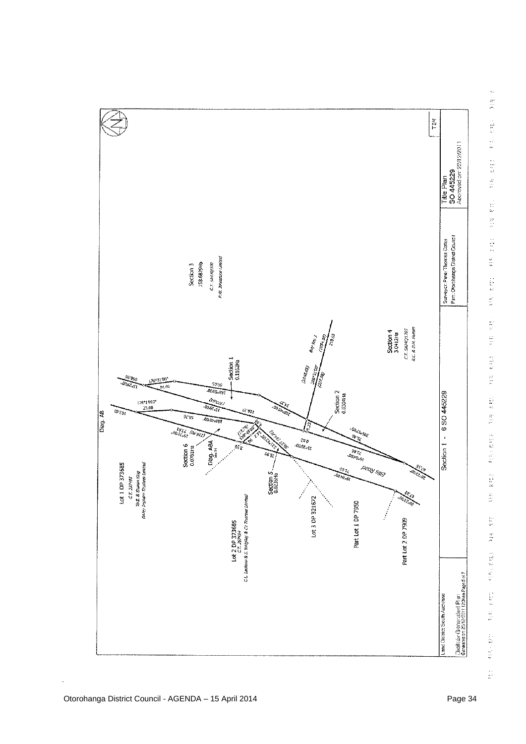Diag. AB

Lot 1 DP 373685
C.T. 327495
W.R. & Sharon Klap
Bailey Ingham Trustees Limited

Lot 2 DP 373685
C.T. 327494
C.L. Jackson & S. Whiley & C2 Trustees Limited

Section 6
0.0781Ha

Diag. ABA

Section 5
0.0236Ha

Lot 3 DP 321672

Part Lot 1 DP 7950

Part Lot 2 DP 7909

Section 1
0.1162Ha

Section 2
0.0304Ha

Section 3
158.6809Ha
C.T. SA43/209
P.W. Trustees Limited

Section 4
3.0412Ha
C.T. SA34C/1365
R.C. & D.K. Hutson

Ellis Road

Section 1 - 6 SO 445229

| Land District: South Auckland | | Surveyor: Peter Thomas Cotter | Title Plan |
|---|---|---|---|
| Digitally Generated Plan | Section 1 - 6 SO 445229 | Firm: Otorohanga District Council | SO 445229 |
| Generated on 20/12/2011 12:34pm Page 5 of 7 | | | Approved on: 22/12/2011 |

T2/4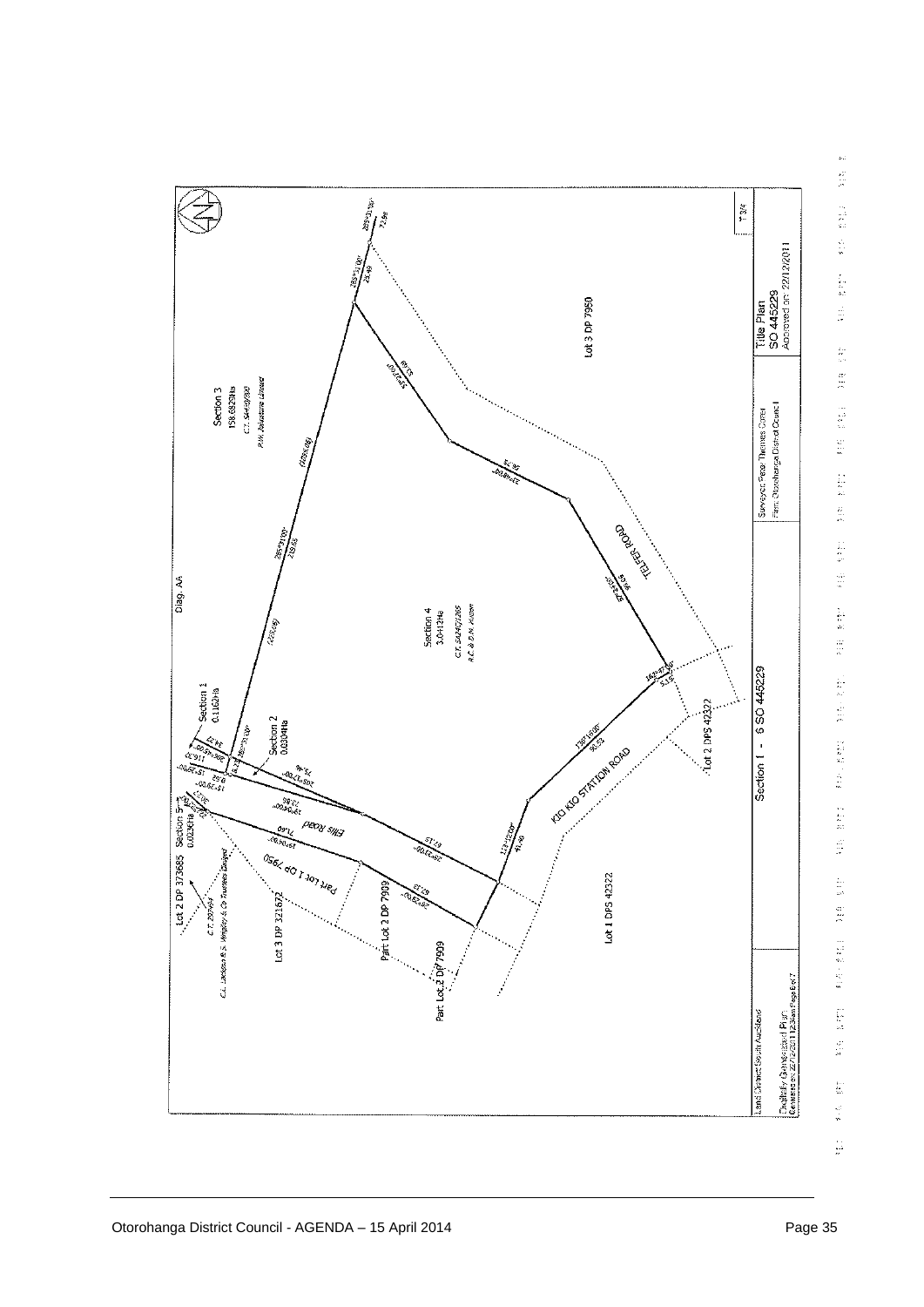Diag. AA

Section 3
158.6829Ha
C.T. SA45B/980
P.W. Johnstone Limited

Section 4
3.0412Ha
C.T. SA24C/1265
R.C. & D.N. Kildsen

Section 1
0.1162Ha

Section 2
0.0304Ha

Section 5
0.0236Ha

Lot 3 DP 7950

Lot 2 DP 373685

Lot 3 DP 321672

Part Lot 1 DP 7950

Part Lot 2 DP 7909

Part Lot 2 DP 7909

Lot 1 DPS 42322

Lot 2 DPS 42322

C.T. 297494

C.L. Jackson & S. Weigley & Co Trustees Limited

TELFER ROAD

KIO KIO STATION ROAD

Ellis Road

Section 1 - 6 SO 445229

Land District South Auckland

Graphic Only Generated Plan
Generated on 22/12/2011 12:54am Page 6 of 7

Surveyor: Peter Thomas Oliver
Firm: Otorohanga District Council

Title Plan
SO 445229
Approved on 22/12/2011

T 3/4

Otorohanga District Council - AGENDA – 15 April 2014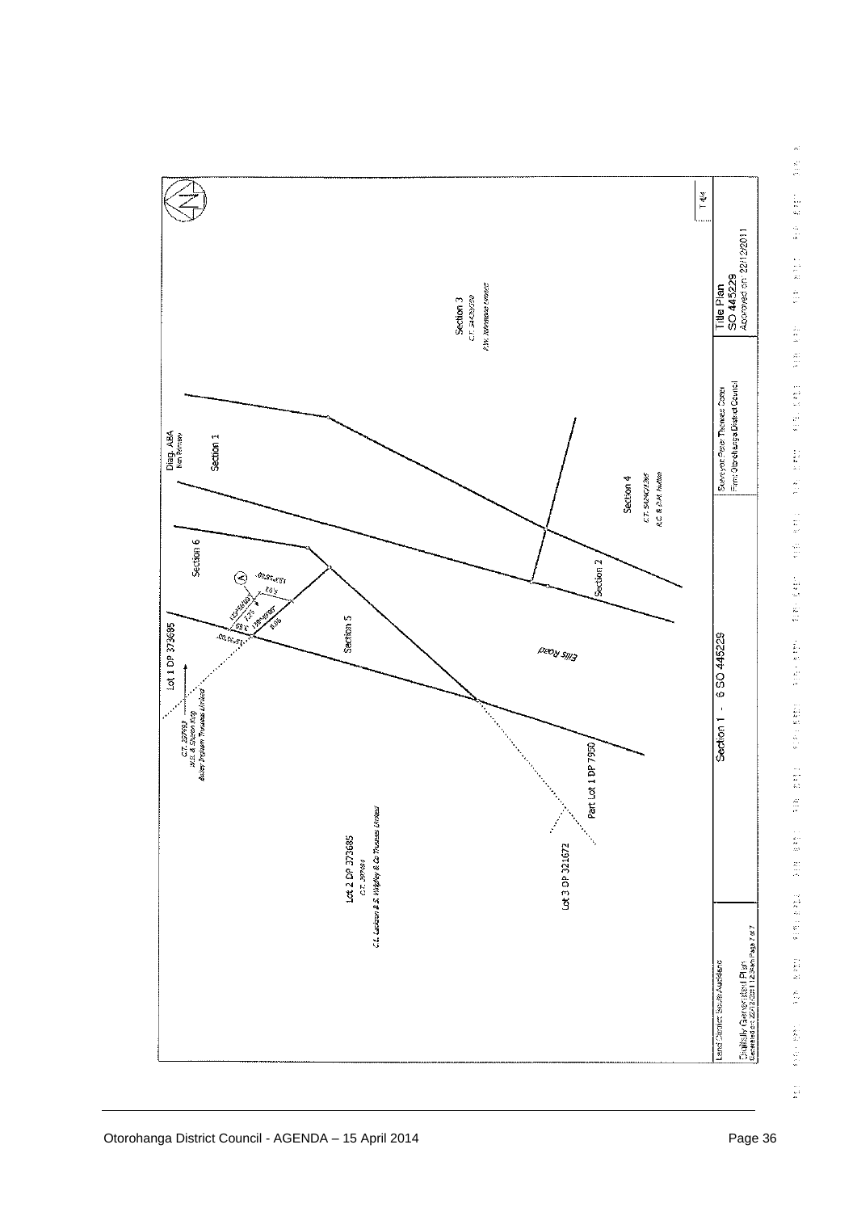Section 3
C.T. SA39/250
P.W. Johnstone Limited

Diag. ABA
Not Permanent

Section 1

Section 6

Section 4
C.T. SA24C/1365
R.C. & P.M. Hutton

Section 2

Section 5

Ellis Road

Lot 1 DP 373685

C.T. 287983
H.R. & Sharon King
Bolden Trigham Trustees Limited

Lot 2 DP 373685
C.T. 287984
C.L. Lackson & S. Wigley & Co Trustees Limited

Part Lot 1 DP 7950

Lot 3 DP 321672

A

Section 1 - 6 SO 445229

| Land District: South Auckland | Section 1 - 6 SO 445229 | Surveyor: Peter Thomas Cross<br>Firm: Otorohanga District Council | Title Plan<br>SO 445229<br>Approved on: 22/12/2011 |
|---|---|---|---|
| Digitally Generated Plan<br>Generated on 22/12/2011 12:34pm Page 7 of 7 | | | |

T 4/4

Otorohanga District Council - AGENDA – 15 April 2014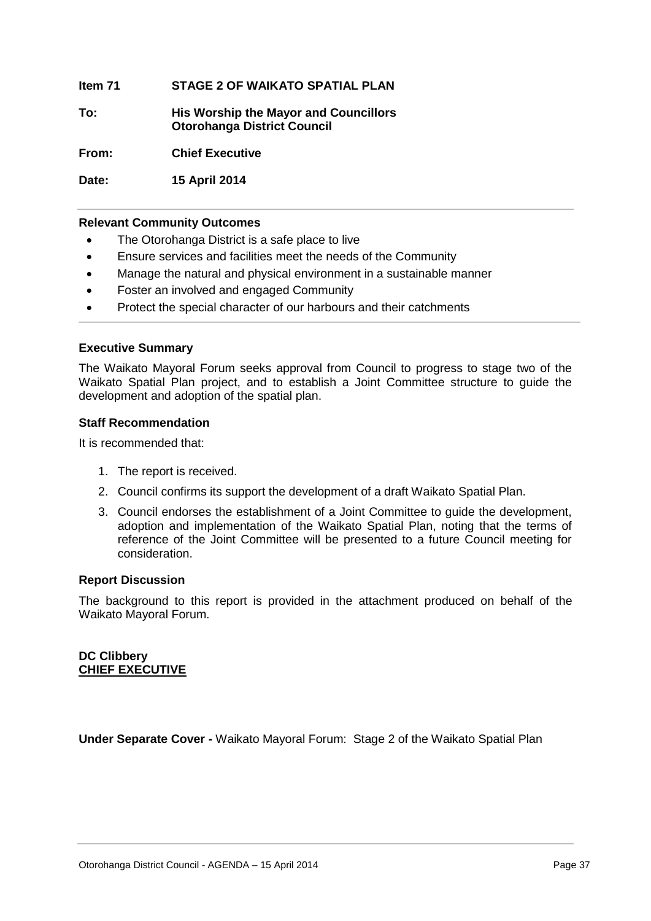**Item 71 STAGE 2 OF WAIKATO SPATIAL PLAN**

**To: His Worship the Mayor and Councillors**
**Otorohanga District Council**

**From: Chief Executive**

**Date: 15 April 2014**

---

### Relevant Community Outcomes

- The Otorohanga District is a safe place to live
- Ensure services and facilities meet the needs of the Community
- Manage the natural and physical environment in a sustainable manner
- Foster an involved and engaged Community
- Protect the special character of our harbours and their catchments

---

### Executive Summary

The Waikato Mayoral Forum seeks approval from Council to progress to stage two of the Waikato Spatial Plan project, and to establish a Joint Committee structure to guide the development and adoption of the spatial plan.

### Staff Recommendation

It is recommended that:

1. The report is received.
2. Council confirms its support the development of a draft Waikato Spatial Plan.
3. Council endorses the establishment of a Joint Committee to guide the development, adoption and implementation of the Waikato Spatial Plan, noting that the terms of reference of the Joint Committee will be presented to a future Council meeting for consideration.

### Report Discussion

The background to this report is provided in the attachment produced on behalf of the Waikato Mayoral Forum.

**DC Clibbery**
**CHIEF EXECUTIVE**

**Under Separate Cover -** Waikato Mayoral Forum: Stage 2 of the Waikato Spatial Plan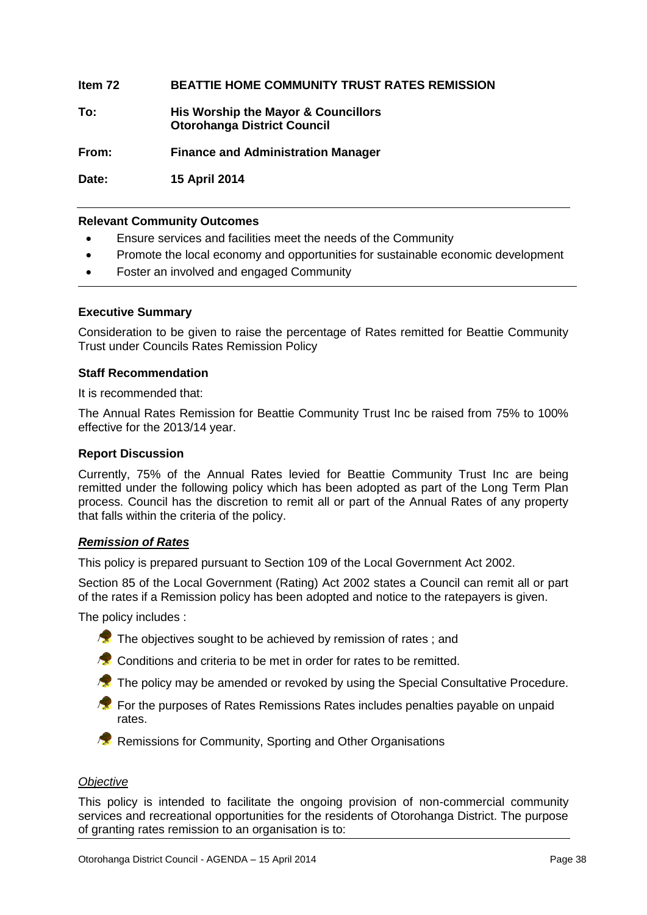**Item 72 BEATTIE HOME COMMUNITY TRUST RATES REMISSION**

**To:** **His Worship the Mayor & Councillors**
**Otorohanga District Council**

**From:** **Finance and Administration Manager**

**Date:** **15 April 2014**

---

**Relevant Community Outcomes**

- Ensure services and facilities meet the needs of the Community
- Promote the local economy and opportunities for sustainable economic development
- Foster an involved and engaged Community

---

**Executive Summary**

Consideration to be given to raise the percentage of Rates remitted for Beattie Community Trust under Councils Rates Remission Policy

**Staff Recommendation**

It is recommended that:

The Annual Rates Remission for Beattie Community Trust Inc be raised from 75% to 100% effective for the 2013/14 year.

**Report Discussion**

Currently, 75% of the Annual Rates levied for Beattie Community Trust Inc are being remitted under the following policy which has been adopted as part of the Long Term Plan process. Council has the discretion to remit all or part of the Annual Rates of any property that falls within the criteria of the policy.

***Remission of Rates***

This policy is prepared pursuant to Section 109 of the Local Government Act 2002.

Section 85 of the Local Government (Rating) Act 2002 states a Council can remit all or part of the rates if a Remission policy has been adopted and notice to the ratepayers is given.

The policy includes :

- The objectives sought to be achieved by remission of rates ; and
- Conditions and criteria to be met in order for rates to be remitted.
- The policy may be amended or revoked by using the Special Consultative Procedure.
- For the purposes of Rates Remissions Rates includes penalties payable on unpaid rates.
- Remissions for Community, Sporting and Other Organisations

*Objective*

This policy is intended to facilitate the ongoing provision of non-commercial community services and recreational opportunities for the residents of Otorohanga District. The purpose of granting rates remission to an organisation is to: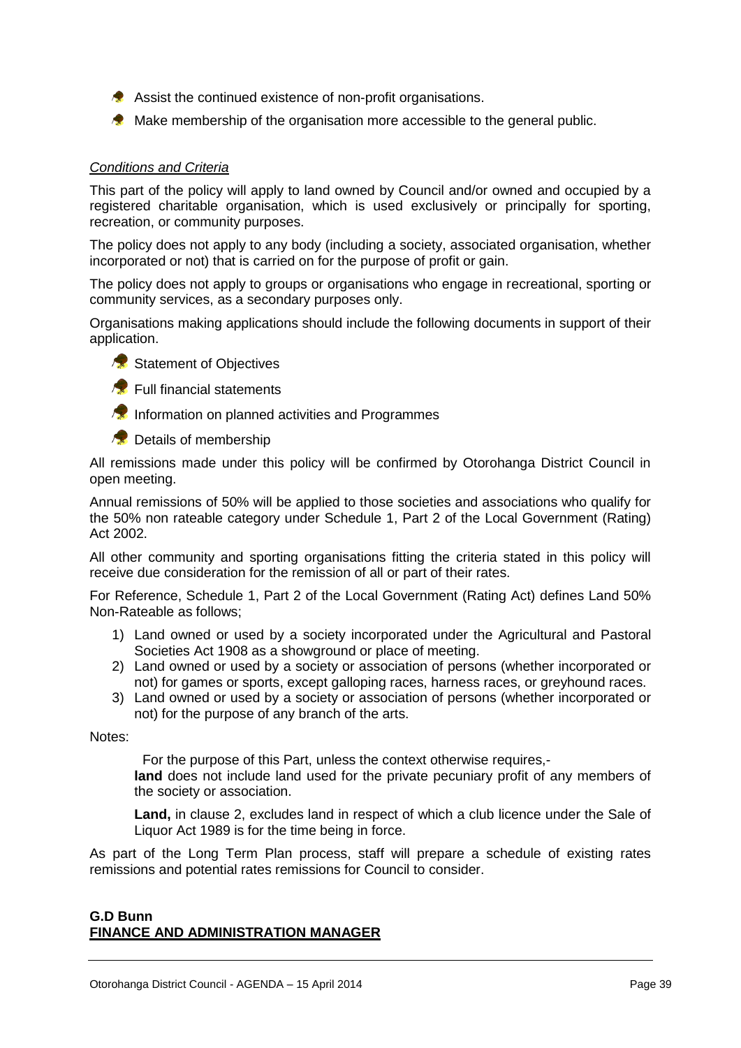- Assist the continued existence of non-profit organisations.
- Make membership of the organisation more accessible to the general public.

*Conditions and Criteria*

This part of the policy will apply to land owned by Council and/or owned and occupied by a registered charitable organisation, which is used exclusively or principally for sporting, recreation, or community purposes.

The policy does not apply to any body (including a society, associated organisation, whether incorporated or not) that is carried on for the purpose of profit or gain.

The policy does not apply to groups or organisations who engage in recreational, sporting or community services, as a secondary purposes only.

Organisations making applications should include the following documents in support of their application.

- Statement of Objectives
- Full financial statements
- Information on planned activities and Programmes
- Details of membership

All remissions made under this policy will be confirmed by Otorohanga District Council in open meeting.

Annual remissions of 50% will be applied to those societies and associations who qualify for the 50% non rateable category under Schedule 1, Part 2 of the Local Government (Rating) Act 2002.

All other community and sporting organisations fitting the criteria stated in this policy will receive due consideration for the remission of all or part of their rates.

For Reference, Schedule 1, Part 2 of the Local Government (Rating Act) defines Land 50% Non-Rateable as follows;

1) Land owned or used by a society incorporated under the Agricultural and Pastoral Societies Act 1908 as a showground or place of meeting.
2) Land owned or used by a society or association of persons (whether incorporated or not) for games or sports, except galloping races, harness races, or greyhound races.
3) Land owned or used by a society or association of persons (whether incorporated or not) for the purpose of any branch of the arts.

Notes:

For the purpose of this Part, unless the context otherwise requires,-
**land** does not include land used for the private pecuniary profit of any members of the society or association.

**Land,** in clause 2, excludes land in respect of which a club licence under the Sale of Liquor Act 1989 is for the time being in force.

As part of the Long Term Plan process, staff will prepare a schedule of existing rates remissions and potential rates remissions for Council to consider.

**G.D Bunn**
**FINANCE AND ADMINISTRATION MANAGER**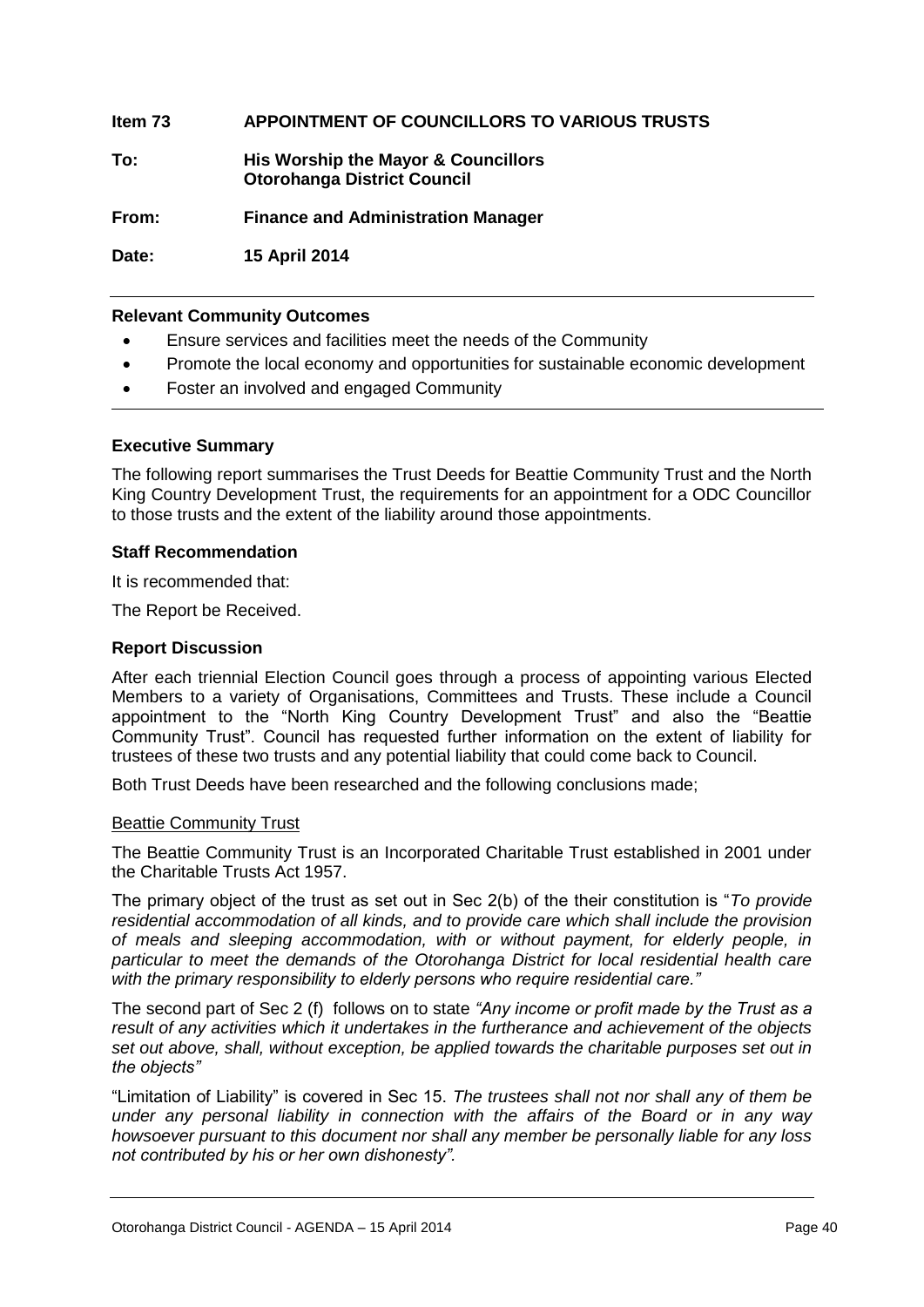| | |
|---|---|
| **Item 73** | **APPOINTMENT OF COUNCILLORS TO VARIOUS TRUSTS** |
| **To:** | **His Worship the Mayor & Councillors**<br>**Otorohanga District Council** |
| **From:** | **Finance and Administration Manager** |
| **Date:** | **15 April 2014** |

**Relevant Community Outcomes**

- Ensure services and facilities meet the needs of the Community
- Promote the local economy and opportunities for sustainable economic development
- Foster an involved and engaged Community

**Executive Summary**

The following report summarises the Trust Deeds for Beattie Community Trust and the North King Country Development Trust, the requirements for an appointment for a ODC Councillor to those trusts and the extent of the liability around those appointments.

**Staff Recommendation**

It is recommended that:

The Report be Received.

**Report Discussion**

After each triennial Election Council goes through a process of appointing various Elected Members to a variety of Organisations, Committees and Trusts. These include a Council appointment to the "North King Country Development Trust" and also the "Beattie Community Trust". Council has requested further information on the extent of liability for trustees of these two trusts and any potential liability that could come back to Council.

Both Trust Deeds have been researched and the following conclusions made;

Beattie Community Trust

The Beattie Community Trust is an Incorporated Charitable Trust established in 2001 under the Charitable Trusts Act 1957.

The primary object of the trust as set out in Sec 2(b) of the their constitution is "*To provide residential accommodation of all kinds, and to provide care which shall include the provision of meals and sleeping accommodation, with or without payment, for elderly people, in particular to meet the demands of the Otorohanga District for local residential health care with the primary responsibility to elderly persons who require residential care."*

The second part of Sec 2 (f) follows on to state *"Any income or profit made by the Trust as a result of any activities which it undertakes in the furtherance and achievement of the objects set out above, shall, without exception, be applied towards the charitable purposes set out in the objects"*

"Limitation of Liability" is covered in Sec 15. *The trustees shall not nor shall any of them be under any personal liability in connection with the affairs of the Board or in any way howsoever pursuant to this document nor shall any member be personally liable for any loss not contributed by his or her own dishonesty".*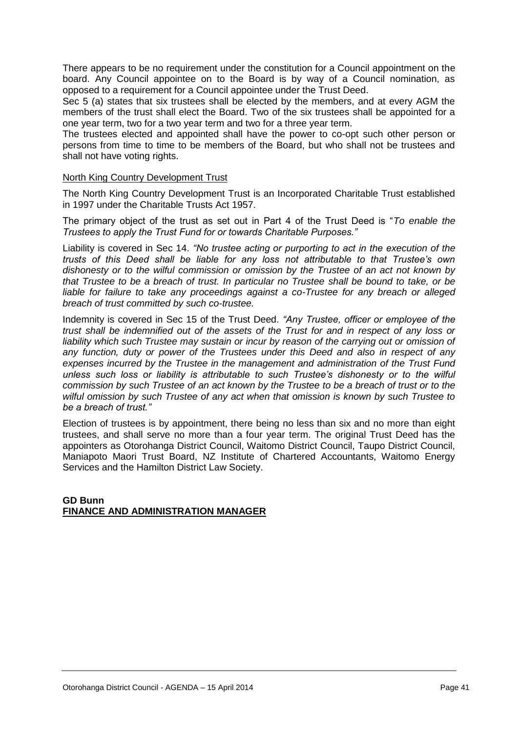There appears to be no requirement under the constitution for a Council appointment on the board. Any Council appointee on to the Board is by way of a Council nomination, as opposed to a requirement for a Council appointee under the Trust Deed.

Sec 5 (a) states that six trustees shall be elected by the members, and at every AGM the members of the trust shall elect the Board. Two of the six trustees shall be appointed for a one year term, two for a two year term and two for a three year term.

The trustees elected and appointed shall have the power to co-opt such other person or persons from time to time to be members of the Board, but who shall not be trustees and shall not have voting rights.

<u>North King Country Development Trust</u>

The North King Country Development Trust is an Incorporated Charitable Trust established in 1997 under the Charitable Trusts Act 1957.

The primary object of the trust as set out in Part 4 of the Trust Deed is "*To enable the Trustees to apply the Trust Fund for or towards Charitable Purposes."*

Liability is covered in Sec 14. *"No trustee acting or purporting to act in the execution of the trusts of this Deed shall be liable for any loss not attributable to that Trustee's own dishonesty or to the wilful commission or omission by the Trustee of an act not known by that Trustee to be a breach of trust. In particular no Trustee shall be bound to take, or be liable for failure to take any proceedings against a co-Trustee for any breach or alleged breach of trust committed by such co-trustee.*

Indemnity is covered in Sec 15 of the Trust Deed. *"Any Trustee, officer or employee of the trust shall be indemnified out of the assets of the Trust for and in respect of any loss or liability which such Trustee may sustain or incur by reason of the carrying out or omission of any function, duty or power of the Trustees under this Deed and also in respect of any expenses incurred by the Trustee in the management and administration of the Trust Fund unless such loss or liability is attributable to such Trustee's dishonesty or to the wilful commission by such Trustee of an act known by the Trustee to be a breach of trust or to the wilful omission by such Trustee of any act when that omission is known by such Trustee to be a breach of trust."*

Election of trustees is by appointment, there being no less than six and no more than eight trustees, and shall serve no more than a four year term. The original Trust Deed has the appointers as Otorohanga District Council, Waitomo District Council, Taupo District Council, Maniapoto Maori Trust Board, NZ Institute of Chartered Accountants, Waitomo Energy Services and the Hamilton District Law Society.

**GD Bunn**
**<u>FINANCE AND ADMINISTRATION MANAGER</u>**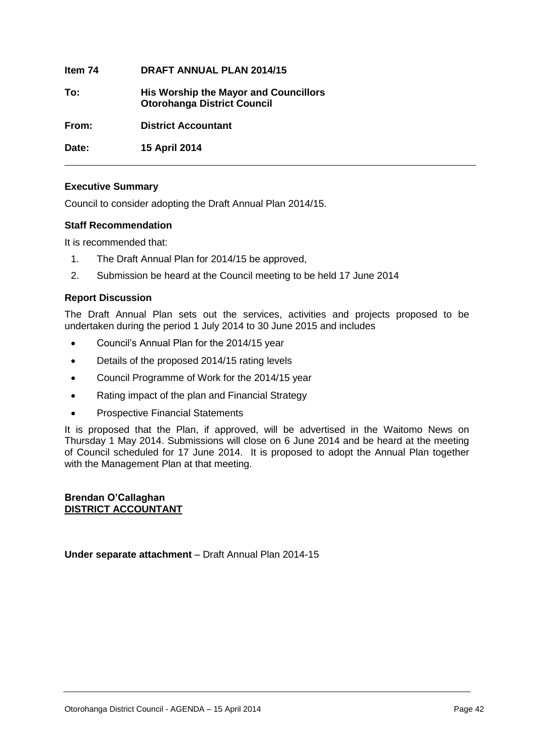**Item 74 DRAFT ANNUAL PLAN 2014/15**

**To: His Worship the Mayor and Councillors**
**Otorohanga District Council**

**From: District Accountant**

**Date: 15 April 2014**

---

### Executive Summary

Council to consider adopting the Draft Annual Plan 2014/15.

### Staff Recommendation

It is recommended that:

1. The Draft Annual Plan for 2014/15 be approved,
2. Submission be heard at the Council meeting to be held 17 June 2014

### Report Discussion

The Draft Annual Plan sets out the services, activities and projects proposed to be undertaken during the period 1 July 2014 to 30 June 2015 and includes

- Council's Annual Plan for the 2014/15 year
- Details of the proposed 2014/15 rating levels
- Council Programme of Work for the 2014/15 year
- Rating impact of the plan and Financial Strategy
- Prospective Financial Statements

It is proposed that the Plan, if approved, will be advertised in the Waitomo News on Thursday 1 May 2014. Submissions will close on 6 June 2014 and be heard at the meeting of Council scheduled for 17 June 2014. It is proposed to adopt the Annual Plan together with the Management Plan at that meeting.

**Brendan O'Callaghan**
**<u>DISTRICT ACCOUNTANT</u>**

**Under separate attachment** – Draft Annual Plan 2014-15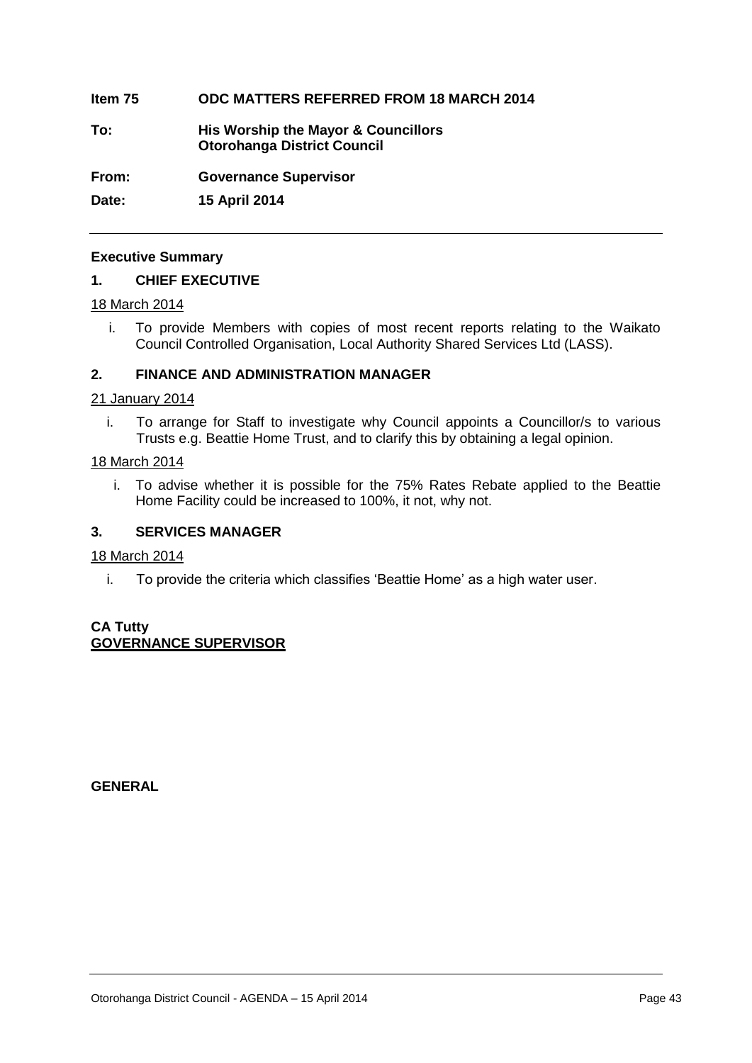**Item 75 ODC MATTERS REFERRED FROM 18 MARCH 2014**

**To:** **His Worship the Mayor & Councillors**
**Otorohanga District Council**

**From:** **Governance Supervisor**

**Date:** **15 April 2014**

---

**Executive Summary**

**1. CHIEF EXECUTIVE**

18 March 2014

i. To provide Members with copies of most recent reports relating to the Waikato Council Controlled Organisation, Local Authority Shared Services Ltd (LASS).

**2. FINANCE AND ADMINISTRATION MANAGER**

21 January 2014

i. To arrange for Staff to investigate why Council appoints a Councillor/s to various Trusts e.g. Beattie Home Trust, and to clarify this by obtaining a legal opinion.

18 March 2014

i. To advise whether it is possible for the 75% Rates Rebate applied to the Beattie Home Facility could be increased to 100%, it not, why not.

**3. SERVICES MANAGER**

18 March 2014

i. To provide the criteria which classifies 'Beattie Home' as a high water user.

**CA Tutty**
**GOVERNANCE SUPERVISOR**

**GENERAL**